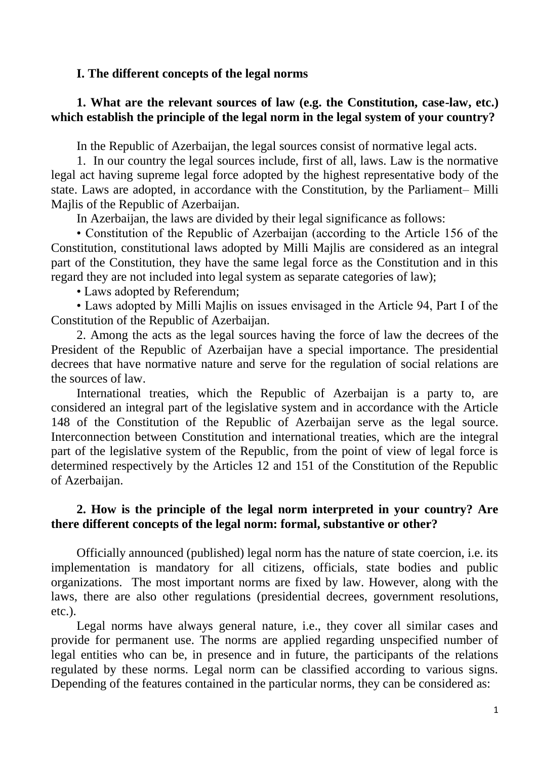## I. The different concepts of the legal norms

### 1. What are the relevant sources of law (e.g. the Constitution, case-law, etc.) which establish the principle of the legal norm in the legal system of your country?

In the Republic of Azerbaijan, the legal sources consist of normative legal acts.

1. In our country the legal sources include, first of all, laws. Law is the normative legal act having supreme legal force adopted by the highest representative body of the state. Laws are adopted, in accordance with the Constitution, by the Parliament– Milli Majlis of the Republic of Azerbaijan.

In Azerbaijan, the laws are divided by their legal significance as follows:

• Constitution of the Republic of Azerbaijan (according to the Article 156 of the Constitution, constitutional laws adopted by Milli Majlis are considered as an integral part of the Constitution, they have the same legal force as the Constitution and in this regard they are not included into legal system as separate categories of law);

• Laws adopted by Referendum;

• Laws adopted by Milli Majlis on issues envisaged in the Article 94, Part I of the Constitution of the Republic of Azerbaijan.

2. Among the acts as the legal sources having the force of law the decrees of the President of the Republic of Azerbaijan have a special importance. The presidential decrees that have normative nature and serve for the regulation of social relations are the sources of law.

International treaties, which the Republic of Azerbaijan is a party to, are considered an integral part of the legislative system and in accordance with the Article 148 of the Constitution of the Republic of Azerbaijan serve as the legal source. Interconnection between Constitution and international treaties, which are the integral part of the legislative system of the Republic, from the point of view of legal force is determined respectively by the Articles 12 and 151 of the Constitution of the Republic of Azerbaijan.

### 2. How is the principle of the legal norm interpreted in your country? Are there different concepts of the legal norm: formal, substantive or other?

Officially announced (published) legal norm has the nature of state coercion, i.e. its implementation is mandatory for all citizens, officials, state bodies and public organizations. The most important norms are fixed by law. However, along with the laws, there are also other regulations (presidential decrees, government resolutions, etc.).

Legal norms have always general nature, i.e., they cover all similar cases and provide for permanent use. The norms are applied regarding unspecified number of legal entities who can be, in presence and in future, the participants of the relations regulated by these norms. Legal norm can be classified according to various signs. Depending of the features contained in the particular norms, they can be considered as: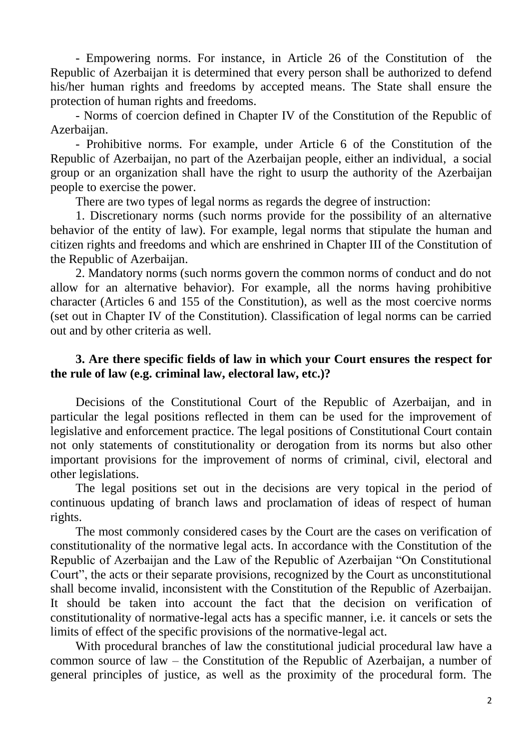- Empowering norms. For instance, in Article 26 of the Constitution of the Republic of Azerbaijan it is determined that every person shall be authorized to defend his/her human rights and freedoms by accepted means. The State shall ensure the protection of human rights and freedoms.

- Norms of coercion defined in Chapter IV of the Constitution of the Republic of Azerbaijan.

- Prohibitive norms. For example, under Article 6 of the Constitution of the Republic of Azerbaijan, no part of the Azerbaijan people, either an individual, a social group or an organization shall have the right to usurp the authority of the Azerbaijan people to exercise the power.

There are two types of legal norms as regards the degree of instruction:

1. Discretionary norms (such norms provide for the possibility of an alternative behavior of the entity of law). For example, legal norms that stipulate the human and citizen rights and freedoms and which are enshrined in Chapter III of the Constitution of the Republic of Azerbaijan.

2. Mandatory norms (such norms govern the common norms of conduct and do not allow for an alternative behavior). For example, all the norms having prohibitive character (Articles 6 and 155 of the Constitution), as well as the most coercive norms (set out in Chapter IV of the Constitution). Classification of legal norms can be carried out and by other criteria as well.

**3. Are there specific fields of law in which your Court ensures the respect for the rule of law (e.g. criminal law, electoral law, etc.)?**

Decisions of the Constitutional Court of the Republic of Azerbaijan, and in particular the legal positions reflected in them can be used for the improvement of legislative and enforcement practice. The legal positions of Constitutional Court contain not only statements of constitutionality or derogation from its norms but also other important provisions for the improvement of norms of criminal, civil, electoral and other legislations.

The legal positions set out in the decisions are very topical in the period of continuous updating of branch laws and proclamation of ideas of respect of human rights.

The most commonly considered cases by the Court are the cases on verification of constitutionality of the normative legal acts. In accordance with the Constitution of the Republic of Azerbaijan and the Law of the Republic of Azerbaijan "On Constitutional Court", the acts or their separate provisions, recognized by the Court as unconstitutional shall become invalid, inconsistent with the Constitution of the Republic of Azerbaijan. It should be taken into account the fact that the decision on verification of constitutionality of normative-legal acts has a specific manner, i.e. it cancels or sets the limits of effect of the specific provisions of the normative-legal act.

With procedural branches of law the constitutional judicial procedural law have a common source of law – the Constitution of the Republic of Azerbaijan, a number of general principles of justice, as well as the proximity of the procedural form. The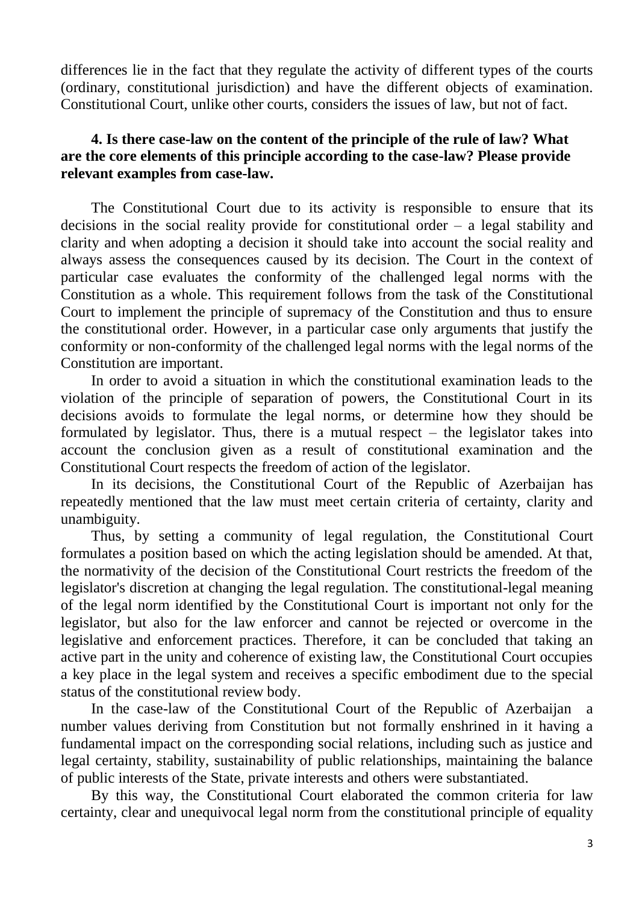differences lie in the fact that they regulate the activity of different types of the courts (ordinary, constitutional jurisdiction) and have the different objects of examination. Constitutional Court, unlike other courts, considers the issues of law, but not of fact.

**4. Is there case-law on the content of the principle of the rule of law? What are the core elements of this principle according to the case-law? Please provide relevant examples from case-law.**

The Constitutional Court due to its activity is responsible to ensure that its decisions in the social reality provide for constitutional order – a legal stability and clarity and when adopting a decision it should take into account the social reality and always assess the consequences caused by its decision. The Court in the context of particular case evaluates the conformity of the challenged legal norms with the Constitution as a whole. This requirement follows from the task of the Constitutional Court to implement the principle of supremacy of the Constitution and thus to ensure the constitutional order. However, in a particular case only arguments that justify the conformity or non-conformity of the challenged legal norms with the legal norms of the Constitution are important.

In order to avoid a situation in which the constitutional examination leads to the violation of the principle of separation of powers, the Constitutional Court in its decisions avoids to formulate the legal norms, or determine how they should be formulated by legislator. Thus, there is a mutual respect – the legislator takes into account the conclusion given as a result of constitutional examination and the Constitutional Court respects the freedom of action of the legislator.

In its decisions, the Constitutional Court of the Republic of Azerbaijan has repeatedly mentioned that the law must meet certain criteria of certainty, clarity and unambiguity.

Thus, by setting a community of legal regulation, the Constitutional Court formulates a position based on which the acting legislation should be amended. At that, the normativity of the decision of the Constitutional Court restricts the freedom of the legislator's discretion at changing the legal regulation. The constitutional-legal meaning of the legal norm identified by the Constitutional Court is important not only for the legislator, but also for the law enforcer and cannot be rejected or overcome in the legislative and enforcement practices. Therefore, it can be concluded that taking an active part in the unity and coherence of existing law, the Constitutional Court occupies a key place in the legal system and receives a specific embodiment due to the special status of the constitutional review body.

In the case-law of the Constitutional Court of the Republic of Azerbaijan a number values deriving from Constitution but not formally enshrined in it having a fundamental impact on the corresponding social relations, including such as justice and legal certainty, stability, sustainability of public relationships, maintaining the balance of public interests of the State, private interests and others were substantiated.

By this way, the Constitutional Court elaborated the common criteria for law certainty, clear and unequivocal legal norm from the constitutional principle of equality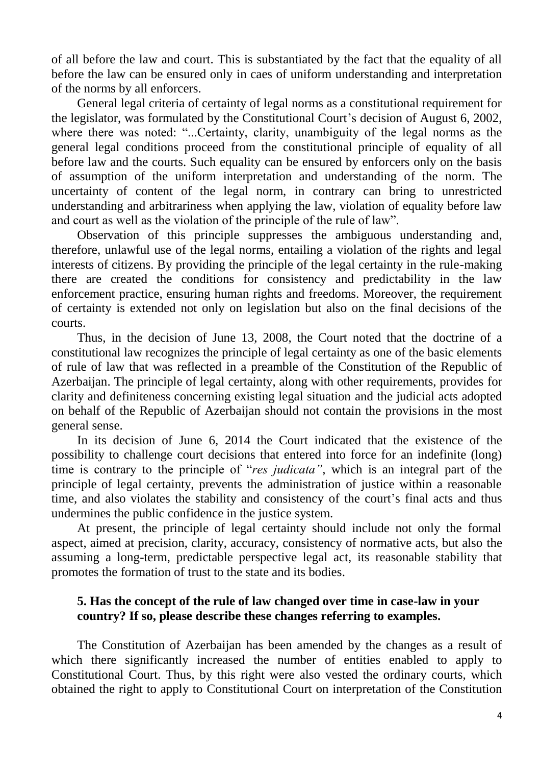of all before the law and court. This is substantiated by the fact that the equality of all before the law can be ensured only in caes of uniform understanding and interpretation of the norms by all enforcers.

General legal criteria of certainty of legal norms as a constitutional requirement for the legislator, was formulated by the Constitutional Court's decision of August 6, 2002, where there was noted: "...Certainty, clarity, unambiguity of the legal norms as the general legal conditions proceed from the constitutional principle of equality of all before law and the courts. Such equality can be ensured by enforcers only on the basis of assumption of the uniform interpretation and understanding of the norm. The uncertainty of content of the legal norm, in contrary can bring to unrestricted understanding and arbitrariness when applying the law, violation of equality before law and court as well as the violation of the principle of the rule of law".

Observation of this principle suppresses the ambiguous understanding and, therefore, unlawful use of the legal norms, entailing a violation of the rights and legal interests of citizens. By providing the principle of the legal certainty in the rule-making there are created the conditions for consistency and predictability in the law enforcement practice, ensuring human rights and freedoms. Moreover, the requirement of certainty is extended not only on legislation but also on the final decisions of the courts.

Thus, in the decision of June 13, 2008, the Court noted that the doctrine of a constitutional law recognizes the principle of legal certainty as one of the basic elements of rule of law that was reflected in a preamble of the Constitution of the Republic of Azerbaijan. The principle of legal certainty, along with other requirements, provides for clarity and definiteness concerning existing legal situation and the judicial acts adopted on behalf of the Republic of Azerbaijan should not contain the provisions in the most general sense.

In its decision of June 6, 2014 the Court indicated that the existence of the possibility to challenge court decisions that entered into force for an indefinite (long) time is contrary to the principle of "*res judicata"*, which is an integral part of the principle of legal certainty, prevents the administration of justice within a reasonable time, and also violates the stability and consistency of the court's final acts and thus undermines the public confidence in the justice system.

At present, the principle of legal certainty should include not only the formal aspect, aimed at precision, clarity, accuracy, consistency of normative acts, but also the assuming a long-term, predictable perspective legal act, its reasonable stability that promotes the formation of trust to the state and its bodies.

### 5. Has the concept of the rule of law changed over time in case-law in your country? If so, please describe these changes referring to examples.

The Constitution of Azerbaijan has been amended by the changes as a result of which there significantly increased the number of entities enabled to apply to Constitutional Court. Thus, by this right were also vested the ordinary courts, which obtained the right to apply to Constitutional Court on interpretation of the Constitution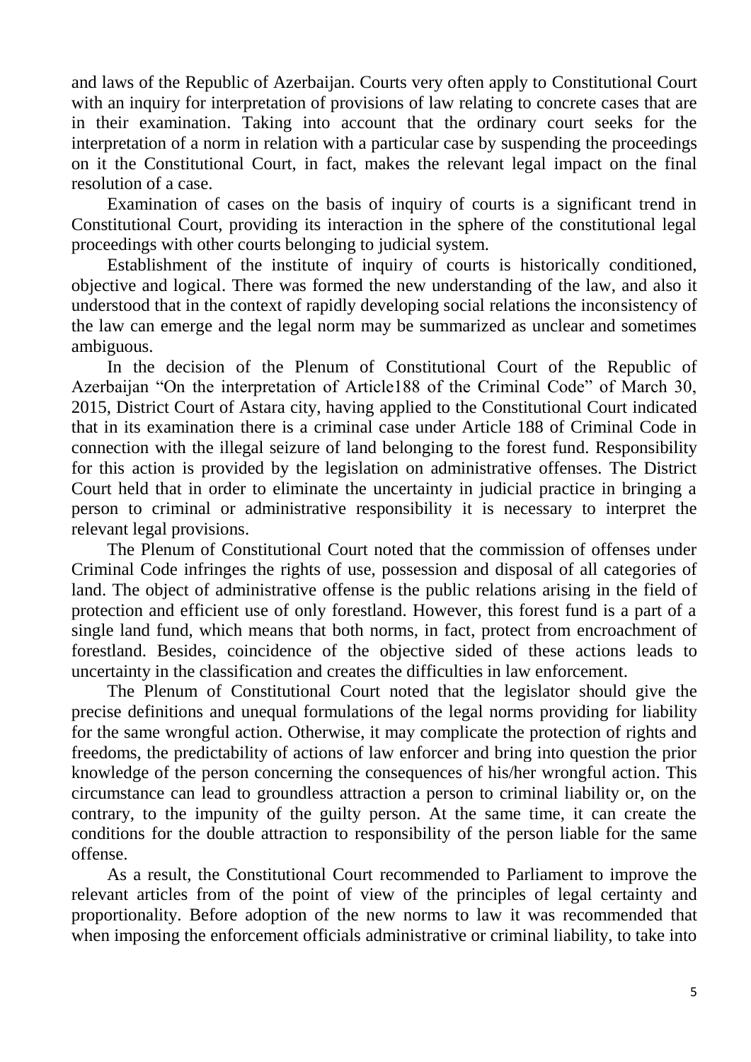and laws of the Republic of Azerbaijan. Courts very often apply to Constitutional Court with an inquiry for interpretation of provisions of law relating to concrete cases that are in their examination. Taking into account that the ordinary court seeks for the interpretation of a norm in relation with a particular case by suspending the proceedings on it the Constitutional Court, in fact, makes the relevant legal impact on the final resolution of a case.

Examination of cases on the basis of inquiry of courts is a significant trend in Constitutional Court, providing its interaction in the sphere of the constitutional legal proceedings with other courts belonging to judicial system.

Establishment of the institute of inquiry of courts is historically conditioned, objective and logical. There was formed the new understanding of the law, and also it understood that in the context of rapidly developing social relations the inconsistency of the law can emerge and the legal norm may be summarized as unclear and sometimes ambiguous.

In the decision of the Plenum of Constitutional Court of the Republic of Azerbaijan "On the interpretation of Article188 of the Criminal Code" of March 30, 2015, District Court of Astara city, having applied to the Constitutional Court indicated that in its examination there is a criminal case under Article 188 of Criminal Code in connection with the illegal seizure of land belonging to the forest fund. Responsibility for this action is provided by the legislation on administrative offenses. The District Court held that in order to eliminate the uncertainty in judicial practice in bringing a person to criminal or administrative responsibility it is necessary to interpret the relevant legal provisions.

The Plenum of Constitutional Court noted that the commission of offenses under Criminal Code infringes the rights of use, possession and disposal of all categories of land. The object of administrative offense is the public relations arising in the field of protection and efficient use of only forestland. However, this forest fund is a part of a single land fund, which means that both norms, in fact, protect from encroachment of forestland. Besides, coincidence of the objective sided of these actions leads to uncertainty in the classification and creates the difficulties in law enforcement.

The Plenum of Constitutional Court noted that the legislator should give the precise definitions and unequal formulations of the legal norms providing for liability for the same wrongful action. Otherwise, it may complicate the protection of rights and freedoms, the predictability of actions of law enforcer and bring into question the prior knowledge of the person concerning the consequences of his/her wrongful action. This circumstance can lead to groundless attraction a person to criminal liability or, on the contrary, to the impunity of the guilty person. At the same time, it can create the conditions for the double attraction to responsibility of the person liable for the same offense.

As a result, the Constitutional Court recommended to Parliament to improve the relevant articles from of the point of view of the principles of legal certainty and proportionality. Before adoption of the new norms to law it was recommended that when imposing the enforcement officials administrative or criminal liability, to take into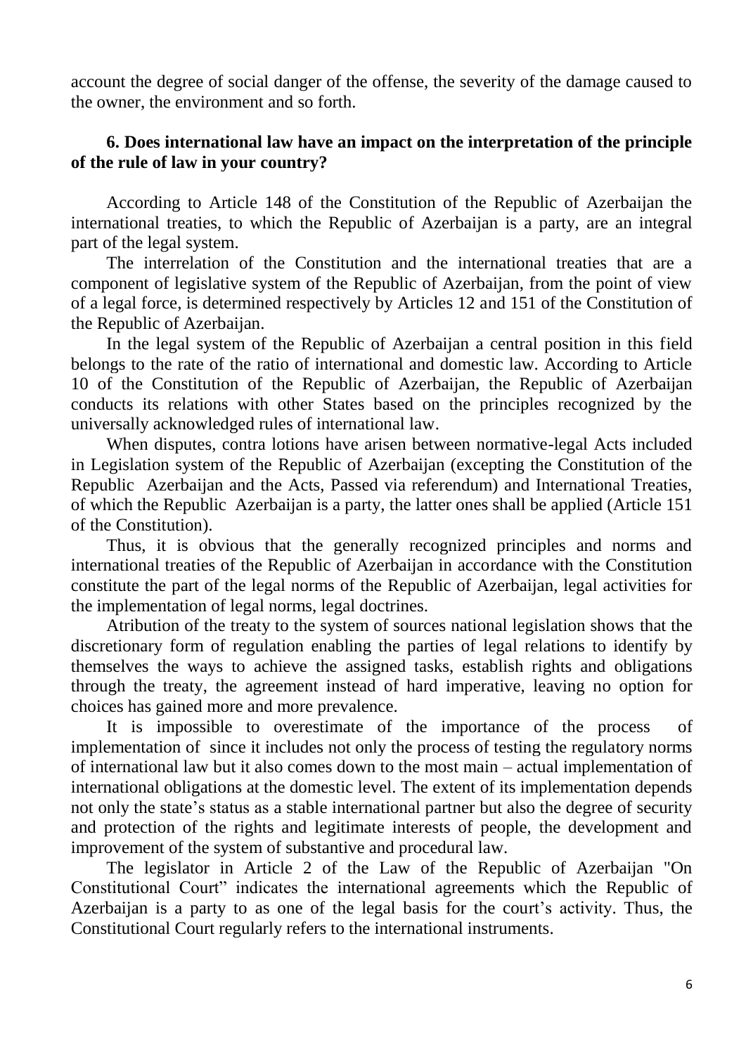account the degree of social danger of the offense, the severity of the damage caused to the owner, the environment and so forth.

### 6. Does international law have an impact on the interpretation of the principle of the rule of law in your country?

According to Article 148 of the Constitution of the Republic of Azerbaijan the international treaties, to which the Republic of Azerbaijan is a party, are an integral part of the legal system.

The interrelation of the Constitution and the international treaties that are a component of legislative system of the Republic of Azerbaijan, from the point of view of a legal force, is determined respectively by Articles 12 and 151 of the Constitution of the Republic of Azerbaijan.

In the legal system of the Republic of Azerbaijan a central position in this field belongs to the rate of the ratio of international and domestic law. According to Article 10 of the Constitution of the Republic of Azerbaijan, the Republic of Azerbaijan conducts its relations with other States based on the principles recognized by the universally acknowledged rules of international law.

When disputes, contra lotions have arisen between normative-legal Acts included in Legislation system of the Republic of Azerbaijan (excepting the Constitution of the Republic Azerbaijan and the Acts, Passed via referendum) and International Treaties, of which the Republic Azerbaijan is a party, the latter ones shall be applied (Article 151 of the Constitution).

Thus, it is obvious that the generally recognized principles and norms and international treaties of the Republic of Azerbaijan in accordance with the Constitution constitute the part of the legal norms of the Republic of Azerbaijan, legal activities for the implementation of legal norms, legal doctrines.

Atribution of the treaty to the system of sources national legislation shows that the discretionary form of regulation enabling the parties of legal relations to identify by themselves the ways to achieve the assigned tasks, establish rights and obligations through the treaty, the agreement instead of hard imperative, leaving no option for choices has gained more and more prevalence.

It is impossible to overestimate of the importance of the process of implementation of since it includes not only the process of testing the regulatory norms of international law but it also comes down to the most main – actual implementation of international obligations at the domestic level. The extent of its implementation depends not only the state's status as a stable international partner but also the degree of security and protection of the rights and legitimate interests of people, the development and improvement of the system of substantive and procedural law.

The legislator in Article 2 of the Law of the Republic of Azerbaijan "On Constitutional Court" indicates the international agreements which the Republic of Azerbaijan is a party to as one of the legal basis for the court's activity. Thus, the Constitutional Court regularly refers to the international instruments.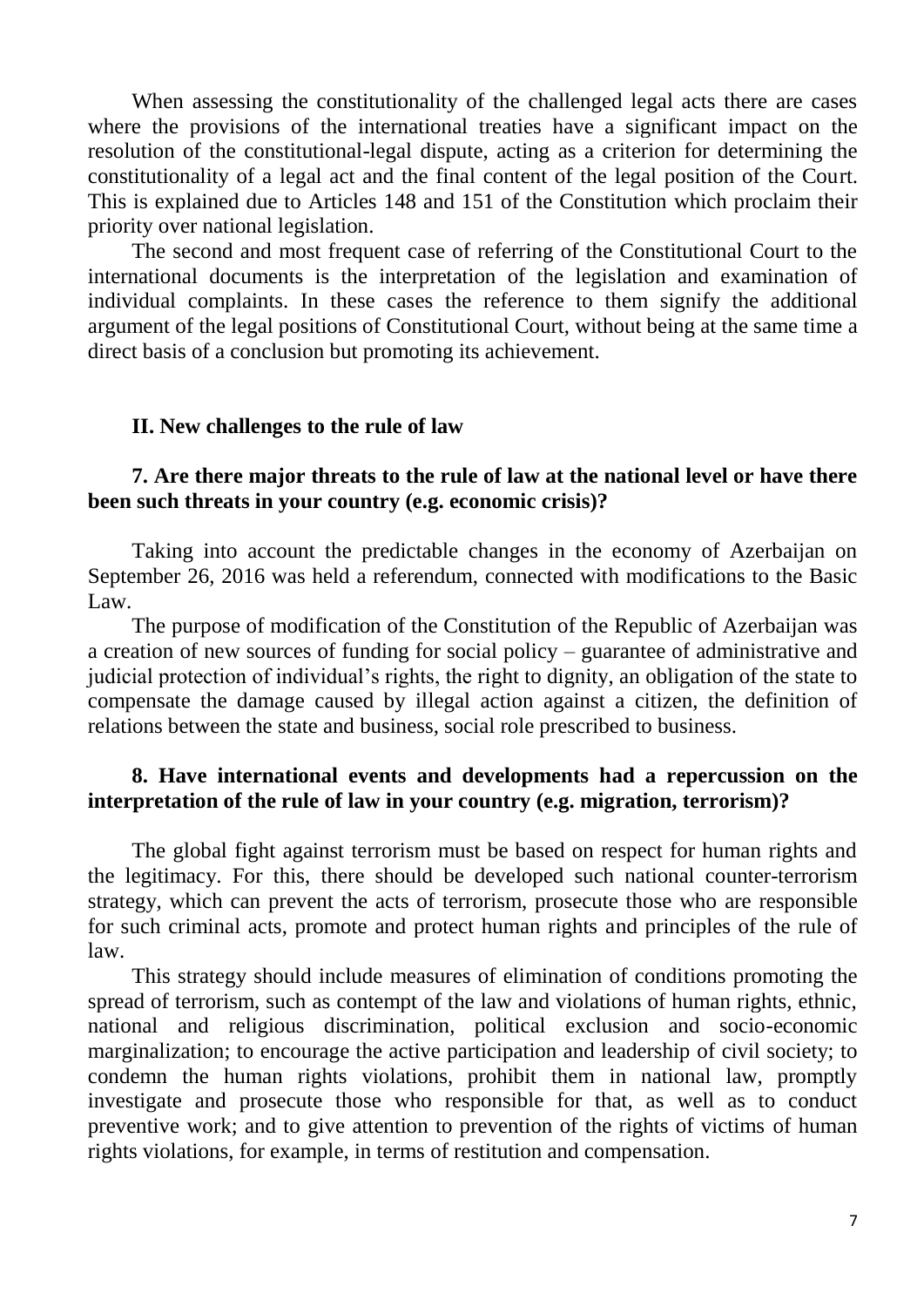When assessing the constitutionality of the challenged legal acts there are cases where the provisions of the international treaties have a significant impact on the resolution of the constitutional-legal dispute, acting as a criterion for determining the constitutionality of a legal act and the final content of the legal position of the Court. This is explained due to Articles 148 and 151 of the Constitution which proclaim their priority over national legislation.

The second and most frequent case of referring of the Constitutional Court to the international documents is the interpretation of the legislation and examination of individual complaints. In these cases the reference to them signify the additional argument of the legal positions of Constitutional Court, without being at the same time a direct basis of a conclusion but promoting its achievement.

## II. New challenges to the rule of law

### 7. Are there major threats to the rule of law at the national level or have there been such threats in your country (e.g. economic crisis)?

Taking into account the predictable changes in the economy of Azerbaijan on September 26, 2016 was held a referendum, connected with modifications to the Basic Law.

The purpose of modification of the Constitution of the Republic of Azerbaijan was a creation of new sources of funding for social policy – guarantee of administrative and judicial protection of individual's rights, the right to dignity, an obligation of the state to compensate the damage caused by illegal action against a citizen, the definition of relations between the state and business, social role prescribed to business.

### 8. Have international events and developments had a repercussion on the interpretation of the rule of law in your country (e.g. migration, terrorism)?

The global fight against terrorism must be based on respect for human rights and the legitimacy. For this, there should be developed such national counter-terrorism strategy, which can prevent the acts of terrorism, prosecute those who are responsible for such criminal acts, promote and protect human rights and principles of the rule of law.

This strategy should include measures of elimination of conditions promoting the spread of terrorism, such as contempt of the law and violations of human rights, ethnic, national and religious discrimination, political exclusion and socio-economic marginalization; to encourage the active participation and leadership of civil society; to condemn the human rights violations, prohibit them in national law, promptly investigate and prosecute those who responsible for that, as well as to conduct preventive work; and to give attention to prevention of the rights of victims of human rights violations, for example, in terms of restitution and compensation.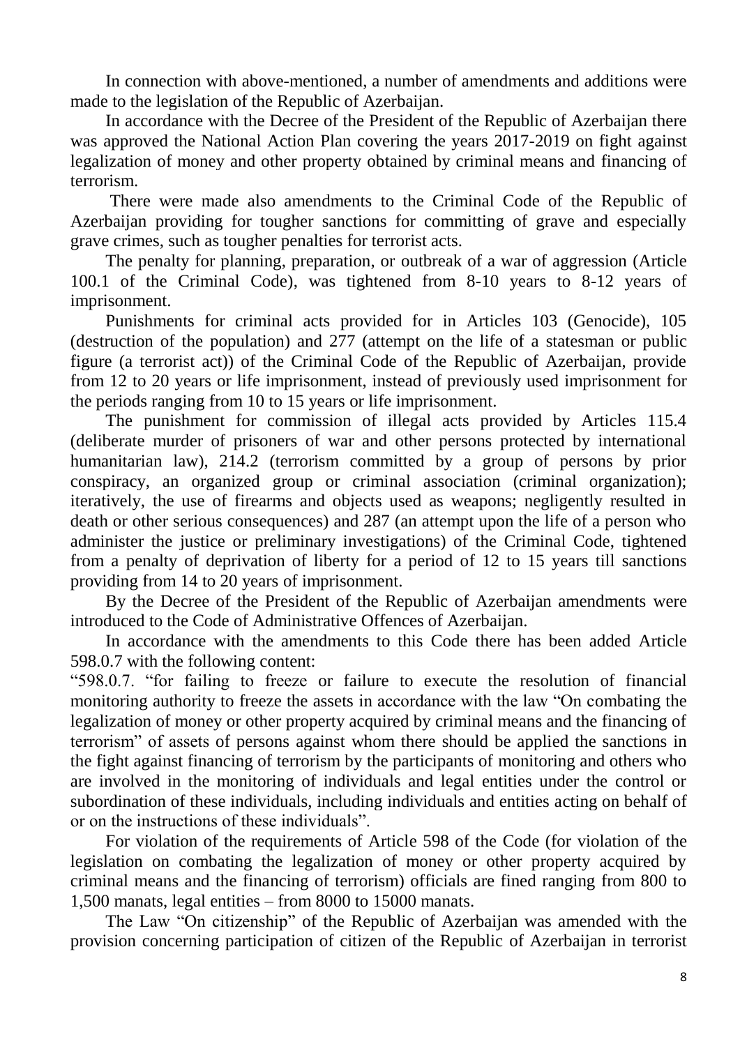In connection with above-mentioned, a number of amendments and additions were made to the legislation of the Republic of Azerbaijan.

In accordance with the Decree of the President of the Republic of Azerbaijan there was approved the National Action Plan covering the years 2017-2019 on fight against legalization of money and other property obtained by criminal means and financing of terrorism.

There were made also amendments to the Criminal Code of the Republic of Azerbaijan providing for tougher sanctions for committing of grave and especially grave crimes, such as tougher penalties for terrorist acts.

The penalty for planning, preparation, or outbreak of a war of aggression (Article 100.1 of the Criminal Code), was tightened from 8-10 years to 8-12 years of imprisonment.

Punishments for criminal acts provided for in Articles 103 (Genocide), 105 (destruction of the population) and 277 (attempt on the life of a statesman or public figure (a terrorist act)) of the Criminal Code of the Republic of Azerbaijan, provide from 12 to 20 years or life imprisonment, instead of previously used imprisonment for the periods ranging from 10 to 15 years or life imprisonment.

The punishment for commission of illegal acts provided by Articles 115.4 (deliberate murder of prisoners of war and other persons protected by international humanitarian law), 214.2 (terrorism committed by a group of persons by prior conspiracy, an organized group or criminal association (criminal organization); iteratively, the use of firearms and objects used as weapons; negligently resulted in death or other serious consequences) and 287 (an attempt upon the life of a person who administer the justice or preliminary investigations) of the Criminal Code, tightened from a penalty of deprivation of liberty for a period of 12 to 15 years till sanctions providing from 14 to 20 years of imprisonment.

By the Decree of the President of the Republic of Azerbaijan amendments were introduced to the Code of Administrative Offences of Azerbaijan.

In accordance with the amendments to this Code there has been added Article 598.0.7 with the following content:

"598.0.7. "for failing to freeze or failure to execute the resolution of financial monitoring authority to freeze the assets in accordance with the law "On combating the legalization of money or other property acquired by criminal means and the financing of terrorism" of assets of persons against whom there should be applied the sanctions in the fight against financing of terrorism by the participants of monitoring and others who are involved in the monitoring of individuals and legal entities under the control or subordination of these individuals, including individuals and entities acting on behalf of or on the instructions of these individuals".

For violation of the requirements of Article 598 of the Code (for violation of the legislation on combating the legalization of money or other property acquired by criminal means and the financing of terrorism) officials are fined ranging from 800 to 1,500 manats, legal entities – from 8000 to 15000 manats.

The Law "On citizenship" of the Republic of Azerbaijan was amended with the provision concerning participation of citizen of the Republic of Azerbaijan in terrorist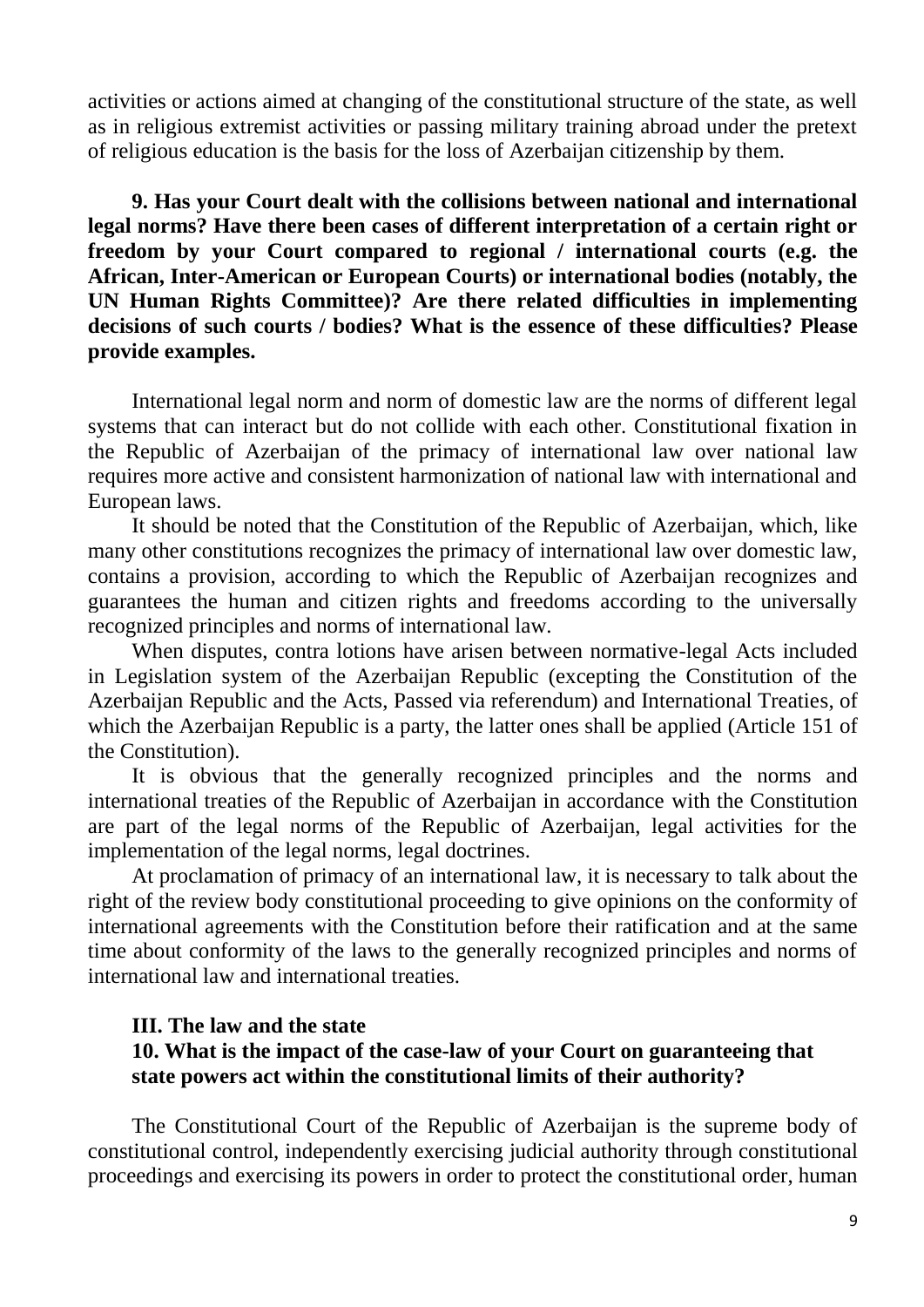activities or actions aimed at changing of the constitutional structure of the state, as well as in religious extremist activities or passing military training abroad under the pretext of religious education is the basis for the loss of Azerbaijan citizenship by them.

**9. Has your Court dealt with the collisions between national and international legal norms? Have there been cases of different interpretation of a certain right or freedom by your Court compared to regional / international courts (e.g. the African, Inter-American or European Courts) or international bodies (notably, the UN Human Rights Committee)? Are there related difficulties in implementing decisions of such courts / bodies? What is the essence of these difficulties? Please provide examples.**

International legal norm and norm of domestic law are the norms of different legal systems that can interact but do not collide with each other. Constitutional fixation in the Republic of Azerbaijan of the primacy of international law over national law requires more active and consistent harmonization of national law with international and European laws.

It should be noted that the Constitution of the Republic of Azerbaijan, which, like many other constitutions recognizes the primacy of international law over domestic law, contains a provision, according to which the Republic of Azerbaijan recognizes and guarantees the human and citizen rights and freedoms according to the universally recognized principles and norms of international law.

When disputes, contra lotions have arisen between normative-legal Acts included in Legislation system of the Azerbaijan Republic (excepting the Constitution of the Azerbaijan Republic and the Acts, Passed via referendum) and International Treaties, of which the Azerbaijan Republic is a party, the latter ones shall be applied (Article 151 of the Constitution).

It is obvious that the generally recognized principles and the norms and international treaties of the Republic of Azerbaijan in accordance with the Constitution are part of the legal norms of the Republic of Azerbaijan, legal activities for the implementation of the legal norms, legal doctrines.

At proclamation of primacy of an international law, it is necessary to talk about the right of the review body constitutional proceeding to give opinions on the conformity of international agreements with the Constitution before their ratification and at the same time about conformity of the laws to the generally recognized principles and norms of international law and international treaties.

## III. The law and the state

**10. What is the impact of the case-law of your Court on guaranteeing that state powers act within the constitutional limits of their authority?**

The Constitutional Court of the Republic of Azerbaijan is the supreme body of constitutional control, independently exercising judicial authority through constitutional proceedings and exercising its powers in order to protect the constitutional order, human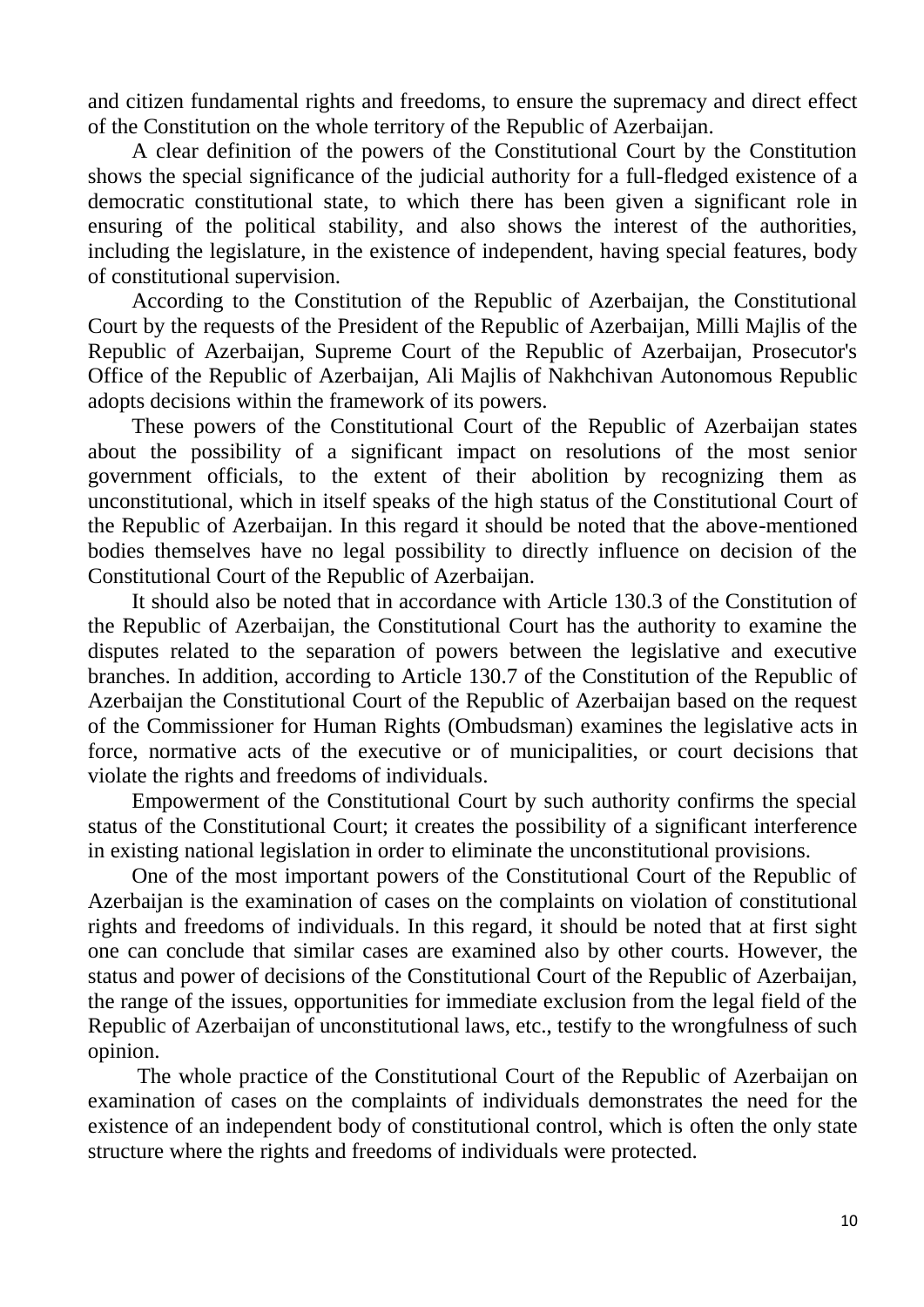and citizen fundamental rights and freedoms, to ensure the supremacy and direct effect of the Constitution on the whole territory of the Republic of Azerbaijan.

A clear definition of the powers of the Constitutional Court by the Constitution shows the special significance of the judicial authority for a full-fledged existence of a democratic constitutional state, to which there has been given a significant role in ensuring of the political stability, and also shows the interest of the authorities, including the legislature, in the existence of independent, having special features, body of constitutional supervision.

According to the Constitution of the Republic of Azerbaijan, the Constitutional Court by the requests of the President of the Republic of Azerbaijan, Milli Majlis of the Republic of Azerbaijan, Supreme Court of the Republic of Azerbaijan, Prosecutor's Office of the Republic of Azerbaijan, Ali Majlis of Nakhchivan Autonomous Republic adopts decisions within the framework of its powers.

These powers of the Constitutional Court of the Republic of Azerbaijan states about the possibility of a significant impact on resolutions of the most senior government officials, to the extent of their abolition by recognizing them as unconstitutional, which in itself speaks of the high status of the Constitutional Court of the Republic of Azerbaijan. In this regard it should be noted that the above-mentioned bodies themselves have no legal possibility to directly influence on decision of the Constitutional Court of the Republic of Azerbaijan.

It should also be noted that in accordance with Article 130.3 of the Constitution of the Republic of Azerbaijan, the Constitutional Court has the authority to examine the disputes related to the separation of powers between the legislative and executive branches. In addition, according to Article 130.7 of the Constitution of the Republic of Azerbaijan the Constitutional Court of the Republic of Azerbaijan based on the request of the Commissioner for Human Rights (Ombudsman) examines the legislative acts in force, normative acts of the executive or of municipalities, or court decisions that violate the rights and freedoms of individuals.

Empowerment of the Constitutional Court by such authority confirms the special status of the Constitutional Court; it creates the possibility of a significant interference in existing national legislation in order to eliminate the unconstitutional provisions.

One of the most important powers of the Constitutional Court of the Republic of Azerbaijan is the examination of cases on the complaints on violation of constitutional rights and freedoms of individuals. In this regard, it should be noted that at first sight one can conclude that similar cases are examined also by other courts. However, the status and power of decisions of the Constitutional Court of the Republic of Azerbaijan, the range of the issues, opportunities for immediate exclusion from the legal field of the Republic of Azerbaijan of unconstitutional laws, etc., testify to the wrongfulness of such opinion.

The whole practice of the Constitutional Court of the Republic of Azerbaijan on examination of cases on the complaints of individuals demonstrates the need for the existence of an independent body of constitutional control, which is often the only state structure where the rights and freedoms of individuals were protected.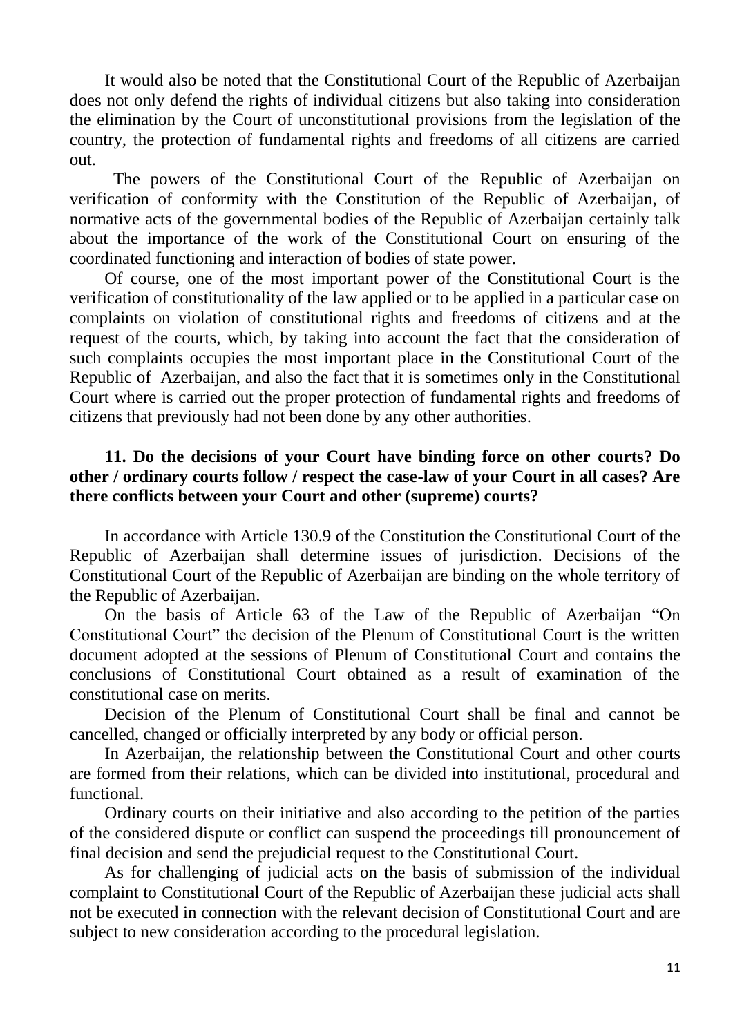It would also be noted that the Constitutional Court of the Republic of Azerbaijan does not only defend the rights of individual citizens but also taking into consideration the elimination by the Court of unconstitutional provisions from the legislation of the country, the protection of fundamental rights and freedoms of all citizens are carried out.

The powers of the Constitutional Court of the Republic of Azerbaijan on verification of conformity with the Constitution of the Republic of Azerbaijan, of normative acts of the governmental bodies of the Republic of Azerbaijan certainly talk about the importance of the work of the Constitutional Court on ensuring of the coordinated functioning and interaction of bodies of state power.

Of course, one of the most important power of the Constitutional Court is the verification of constitutionality of the law applied or to be applied in a particular case on complaints on violation of constitutional rights and freedoms of citizens and at the request of the courts, which, by taking into account the fact that the consideration of such complaints occupies the most important place in the Constitutional Court of the Republic of Azerbaijan, and also the fact that it is sometimes only in the Constitutional Court where is carried out the proper protection of fundamental rights and freedoms of citizens that previously had not been done by any other authorities.

**11. Do the decisions of your Court have binding force on other courts? Do other / ordinary courts follow / respect the case-law of your Court in all cases? Are there conflicts between your Court and other (supreme) courts?**

In accordance with Article 130.9 of the Constitution the Constitutional Court of the Republic of Azerbaijan shall determine issues of jurisdiction. Decisions of the Constitutional Court of the Republic of Azerbaijan are binding on the whole territory of the Republic of Azerbaijan.

On the basis of Article 63 of the Law of the Republic of Azerbaijan "On Constitutional Court" the decision of the Plenum of Constitutional Court is the written document adopted at the sessions of Plenum of Constitutional Court and contains the conclusions of Constitutional Court obtained as a result of examination of the constitutional case on merits.

Decision of the Plenum of Constitutional Court shall be final and cannot be cancelled, changed or officially interpreted by any body or official person.

In Azerbaijan, the relationship between the Constitutional Court and other courts are formed from their relations, which can be divided into institutional, procedural and functional.

Ordinary courts on their initiative and also according to the petition of the parties of the considered dispute or conflict can suspend the proceedings till pronouncement of final decision and send the prejudicial request to the Constitutional Court.

As for challenging of judicial acts on the basis of submission of the individual complaint to Constitutional Court of the Republic of Azerbaijan these judicial acts shall not be executed in connection with the relevant decision of Constitutional Court and are subject to new consideration according to the procedural legislation.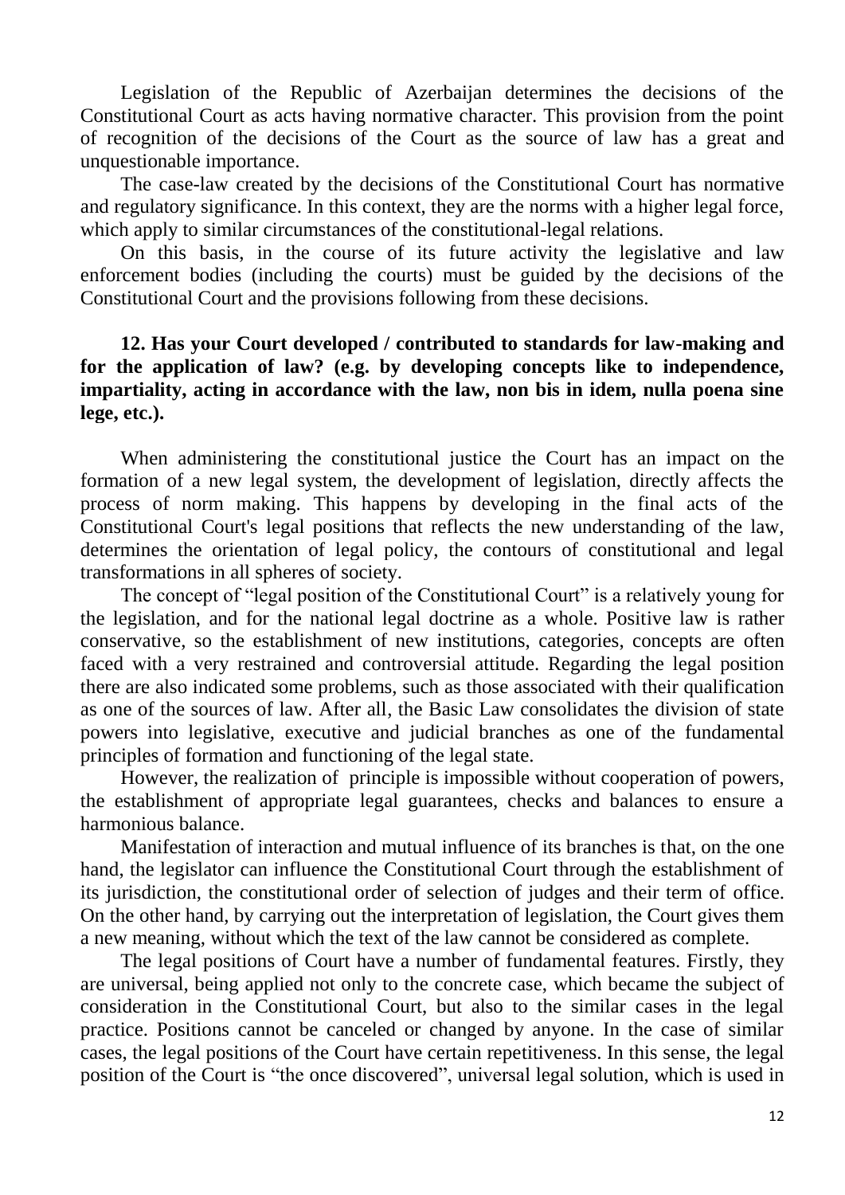Legislation of the Republic of Azerbaijan determines the decisions of the Constitutional Court as acts having normative character. This provision from the point of recognition of the decisions of the Court as the source of law has a great and unquestionable importance.

The case-law created by the decisions of the Constitutional Court has normative and regulatory significance. In this context, they are the norms with a higher legal force, which apply to similar circumstances of the constitutional-legal relations.

On this basis, in the course of its future activity the legislative and law enforcement bodies (including the courts) must be guided by the decisions of the Constitutional Court and the provisions following from these decisions.

**12. Has your Court developed / contributed to standards for law-making and for the application of law? (e.g. by developing concepts like to independence, impartiality, acting in accordance with the law, non bis in idem, nulla poena sine lege, etc.).**

When administering the constitutional justice the Court has an impact on the formation of a new legal system, the development of legislation, directly affects the process of norm making. This happens by developing in the final acts of the Constitutional Court's legal positions that reflects the new understanding of the law, determines the orientation of legal policy, the contours of constitutional and legal transformations in all spheres of society.

The concept of "legal position of the Constitutional Court" is a relatively young for the legislation, and for the national legal doctrine as a whole. Positive law is rather conservative, so the establishment of new institutions, categories, concepts are often faced with a very restrained and controversial attitude. Regarding the legal position there are also indicated some problems, such as those associated with their qualification as one of the sources of law. After all, the Basic Law consolidates the division of state powers into legislative, executive and judicial branches as one of the fundamental principles of formation and functioning of the legal state.

However, the realization of principle is impossible without cooperation of powers, the establishment of appropriate legal guarantees, checks and balances to ensure a harmonious balance.

Manifestation of interaction and mutual influence of its branches is that, on the one hand, the legislator can influence the Constitutional Court through the establishment of its jurisdiction, the constitutional order of selection of judges and their term of office. On the other hand, by carrying out the interpretation of legislation, the Court gives them a new meaning, without which the text of the law cannot be considered as complete.

The legal positions of Court have a number of fundamental features. Firstly, they are universal, being applied not only to the concrete case, which became the subject of consideration in the Constitutional Court, but also to the similar cases in the legal practice. Positions cannot be canceled or changed by anyone. In the case of similar cases, the legal positions of the Court have certain repetitiveness. In this sense, the legal position of the Court is "the once discovered", universal legal solution, which is used in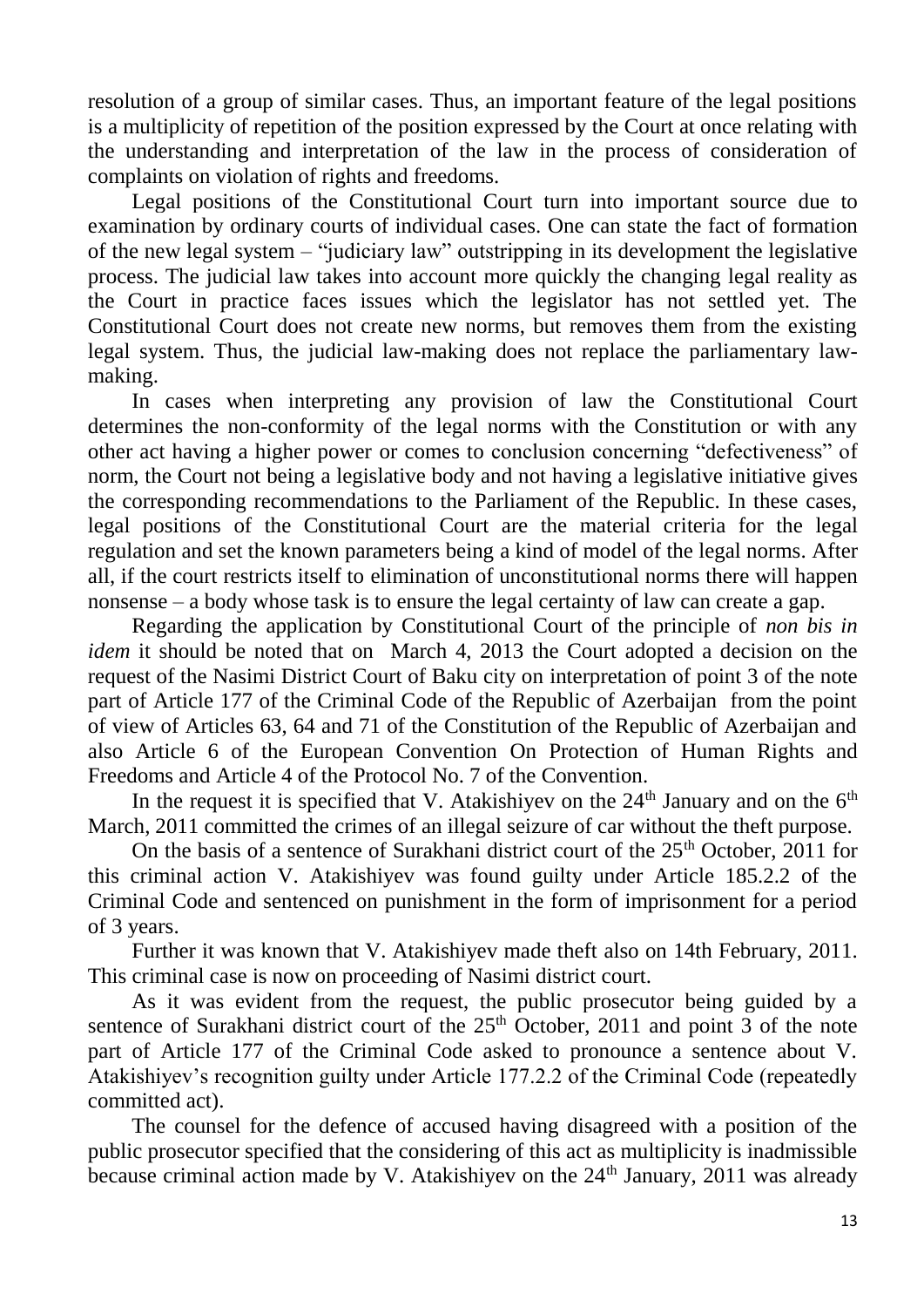resolution of a group of similar cases. Thus, an important feature of the legal positions is a multiplicity of repetition of the position expressed by the Court at once relating with the understanding and interpretation of the law in the process of consideration of complaints on violation of rights and freedoms.

Legal positions of the Constitutional Court turn into important source due to examination by ordinary courts of individual cases. One can state the fact of formation of the new legal system – "judiciary law" outstripping in its development the legislative process. The judicial law takes into account more quickly the changing legal reality as the Court in practice faces issues which the legislator has not settled yet. The Constitutional Court does not create new norms, but removes them from the existing legal system. Thus, the judicial law-making does not replace the parliamentary law-making.

In cases when interpreting any provision of law the Constitutional Court determines the non-conformity of the legal norms with the Constitution or with any other act having a higher power or comes to conclusion concerning "defectiveness" of norm, the Court not being a legislative body and not having a legislative initiative gives the corresponding recommendations to the Parliament of the Republic. In these cases, legal positions of the Constitutional Court are the material criteria for the legal regulation and set the known parameters being a kind of model of the legal norms. After all, if the court restricts itself to elimination of unconstitutional norms there will happen nonsense – a body whose task is to ensure the legal certainty of law can create a gap.

Regarding the application by Constitutional Court of the principle of *non bis in idem* it should be noted that on March 4, 2013 the Court adopted a decision on the request of the Nasimi District Court of Baku city on interpretation of point 3 of the note part of Article 177 of the Criminal Code of the Republic of Azerbaijan from the point of view of Articles 63, 64 and 71 of the Constitution of the Republic of Azerbaijan and also Article 6 of the European Convention On Protection of Human Rights and Freedoms and Article 4 of the Protocol No. 7 of the Convention.

In the request it is specified that V. Atakishiyev on the 24th January and on the 6th March, 2011 committed the crimes of an illegal seizure of car without the theft purpose.

On the basis of a sentence of Surakhani district court of the 25th October, 2011 for this criminal action V. Atakishiyev was found guilty under Article 185.2.2 of the Criminal Code and sentenced on punishment in the form of imprisonment for a period of 3 years.

Further it was known that V. Atakishiyev made theft also on 14th February, 2011. This criminal case is now on proceeding of Nasimi district court.

As it was evident from the request, the public prosecutor being guided by a sentence of Surakhani district court of the 25th October, 2011 and point 3 of the note part of Article 177 of the Criminal Code asked to pronounce a sentence about V. Atakishiyev's recognition guilty under Article 177.2.2 of the Criminal Code (repeatedly committed act).

The counsel for the defence of accused having disagreed with a position of the public prosecutor specified that the considering of this act as multiplicity is inadmissible because criminal action made by V. Atakishiyev on the 24th January, 2011 was already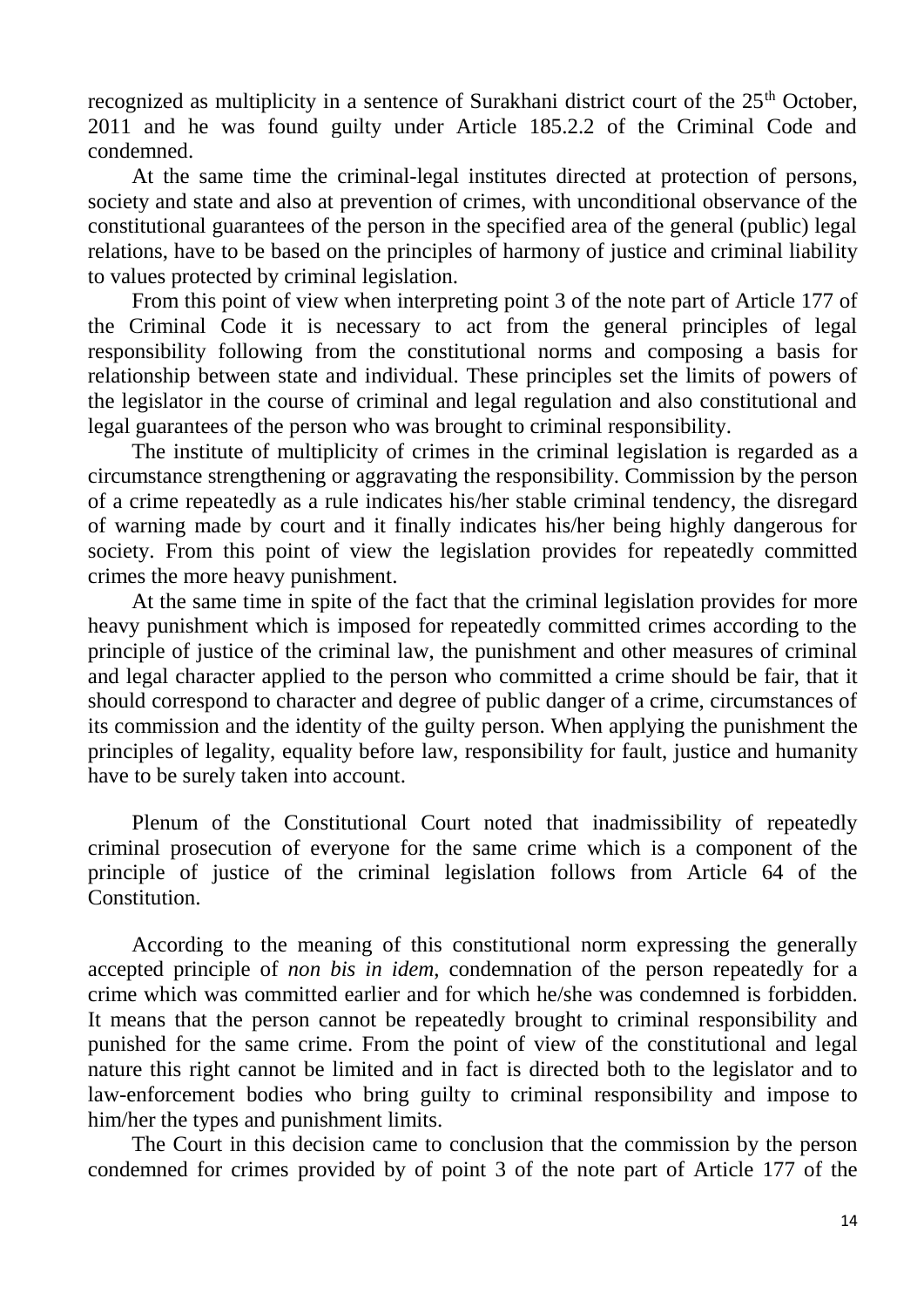recognized as multiplicity in a sentence of Surakhani district court of the 25th October, 2011 and he was found guilty under Article 185.2.2 of the Criminal Code and condemned.

At the same time the criminal-legal institutes directed at protection of persons, society and state and also at prevention of crimes, with unconditional observance of the constitutional guarantees of the person in the specified area of the general (public) legal relations, have to be based on the principles of harmony of justice and criminal liability to values protected by criminal legislation.

From this point of view when interpreting point 3 of the note part of Article 177 of the Criminal Code it is necessary to act from the general principles of legal responsibility following from the constitutional norms and composing a basis for relationship between state and individual. These principles set the limits of powers of the legislator in the course of criminal and legal regulation and also constitutional and legal guarantees of the person who was brought to criminal responsibility.

The institute of multiplicity of crimes in the criminal legislation is regarded as a circumstance strengthening or aggravating the responsibility. Commission by the person of a crime repeatedly as a rule indicates his/her stable criminal tendency, the disregard of warning made by court and it finally indicates his/her being highly dangerous for society. From this point of view the legislation provides for repeatedly committed crimes the more heavy punishment.

At the same time in spite of the fact that the criminal legislation provides for more heavy punishment which is imposed for repeatedly committed crimes according to the principle of justice of the criminal law, the punishment and other measures of criminal and legal character applied to the person who committed a crime should be fair, that it should correspond to character and degree of public danger of a crime, circumstances of its commission and the identity of the guilty person. When applying the punishment the principles of legality, equality before law, responsibility for fault, justice and humanity have to be surely taken into account.

Plenum of the Constitutional Court noted that inadmissibility of repeatedly criminal prosecution of everyone for the same crime which is a component of the principle of justice of the criminal legislation follows from Article 64 of the Constitution.

According to the meaning of this constitutional norm expressing the generally accepted principle of *non bis in idem*, condemnation of the person repeatedly for a crime which was committed earlier and for which he/she was condemned is forbidden. It means that the person cannot be repeatedly brought to criminal responsibility and punished for the same crime. From the point of view of the constitutional and legal nature this right cannot be limited and in fact is directed both to the legislator and to law-enforcement bodies who bring guilty to criminal responsibility and impose to him/her the types and punishment limits.

The Court in this decision came to conclusion that the commission by the person condemned for crimes provided by of point 3 of the note part of Article 177 of the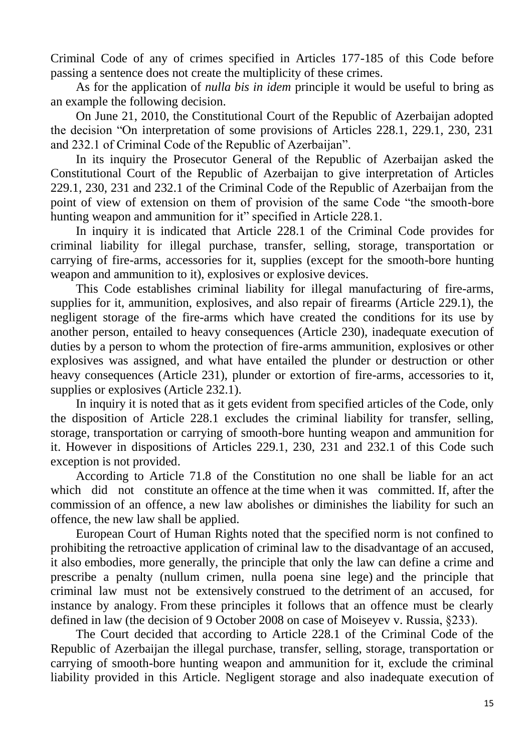Criminal Code of any of crimes specified in Articles 177-185 of this Code before passing a sentence does not create the multiplicity of these crimes.

As for the application of *nulla bis in idem* principle it would be useful to bring as an example the following decision.

On June 21, 2010, the Constitutional Court of the Republic of Azerbaijan adopted the decision "On interpretation of some provisions of Articles 228.1, 229.1, 230, 231 and 232.1 of Criminal Code of the Republic of Azerbaijan".

In its inquiry the Prosecutor General of the Republic of Azerbaijan asked the Constitutional Court of the Republic of Azerbaijan to give interpretation of Articles 229.1, 230, 231 and 232.1 of the Criminal Code of the Republic of Azerbaijan from the point of view of extension on them of provision of the same Code "the smooth-bore hunting weapon and ammunition for it" specified in Article 228.1.

In inquiry it is indicated that Article 228.1 of the Criminal Code provides for criminal liability for illegal purchase, transfer, selling, storage, transportation or carrying of fire-arms, accessories for it, supplies (except for the smooth-bore hunting weapon and ammunition to it), explosives or explosive devices.

This Code establishes criminal liability for illegal manufacturing of fire-arms, supplies for it, ammunition, explosives, and also repair of firearms (Article 229.1), the negligent storage of the fire-arms which have created the conditions for its use by another person, entailed to heavy consequences (Article 230), inadequate execution of duties by a person to whom the protection of fire-arms ammunition, explosives or other explosives was assigned, and what have entailed the plunder or destruction or other heavy consequences (Article 231), plunder or extortion of fire-arms, accessories to it, supplies or explosives (Article 232.1).

In inquiry it is noted that as it gets evident from specified articles of the Code, only the disposition of Article 228.1 excludes the criminal liability for transfer, selling, storage, transportation or carrying of smooth-bore hunting weapon and ammunition for it. However in dispositions of Articles 229.1, 230, 231 and 232.1 of this Code such exception is not provided.

According to Article 71.8 of the Constitution no one shall be liable for an act which did not constitute an offence at the time when it was committed. If, after the commission of an offence, a new law abolishes or diminishes the liability for such an offence, the new law shall be applied.

European Court of Human Rights noted that the specified norm is not confined to prohibiting the retroactive application of criminal law to the disadvantage of an accused, it also embodies, more generally, the principle that only the law can define a crime and prescribe a penalty (nullum crimen, nulla poena sine lege) and the principle that criminal law must not be extensively construed to the detriment of an accused, for instance by analogy. From these principles it follows that an offence must be clearly defined in law (the decision of 9 October 2008 on case of Moiseyev v. Russia, §233).

The Court decided that according to Article 228.1 of the Criminal Code of the Republic of Azerbaijan the illegal purchase, transfer, selling, storage, transportation or carrying of smooth-bore hunting weapon and ammunition for it, exclude the criminal liability provided in this Article. Negligent storage and also inadequate execution of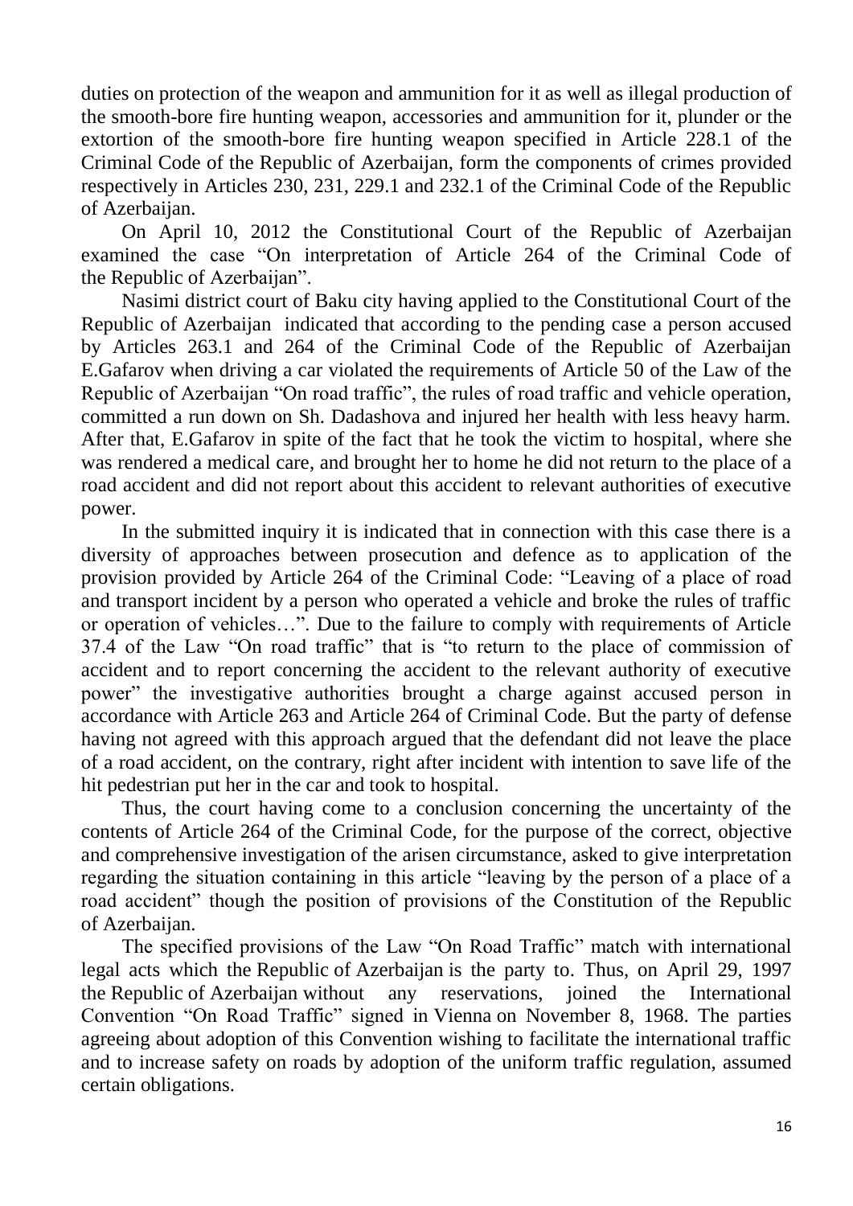duties on protection of the weapon and ammunition for it as well as illegal production of the smooth-bore fire hunting weapon, accessories and ammunition for it, plunder or the extortion of the smooth-bore fire hunting weapon specified in Article 228.1 of the Criminal Code of the Republic of Azerbaijan, form the components of crimes provided respectively in Articles 230, 231, 229.1 and 232.1 of the Criminal Code of the Republic of Azerbaijan.

On April 10, 2012 the Constitutional Court of the Republic of Azerbaijan examined the case "On interpretation of Article 264 of the Criminal Code of the Republic of Azerbaijan".

Nasimi district court of Baku city having applied to the Constitutional Court of the Republic of Azerbaijan indicated that according to the pending case a person accused by Articles 263.1 and 264 of the Criminal Code of the Republic of Azerbaijan E.Gafarov when driving a car violated the requirements of Article 50 of the Law of the Republic of Azerbaijan "On road traffic", the rules of road traffic and vehicle operation, committed a run down on Sh. Dadashova and injured her health with less heavy harm. After that, E.Gafarov in spite of the fact that he took the victim to hospital, where she was rendered a medical care, and brought her to home he did not return to the place of a road accident and did not report about this accident to relevant authorities of executive power.

In the submitted inquiry it is indicated that in connection with this case there is a diversity of approaches between prosecution and defence as to application of the provision provided by Article 264 of the Criminal Code: "Leaving of a place of road and transport incident by a person who operated a vehicle and broke the rules of traffic or operation of vehicles…". Due to the failure to comply with requirements of Article 37.4 of the Law "On road traffic" that is "to return to the place of commission of accident and to report concerning the accident to the relevant authority of executive power" the investigative authorities brought a charge against accused person in accordance with Article 263 and Article 264 of Criminal Code. But the party of defense having not agreed with this approach argued that the defendant did not leave the place of a road accident, on the contrary, right after incident with intention to save life of the hit pedestrian put her in the car and took to hospital.

Thus, the court having come to a conclusion concerning the uncertainty of the contents of Article 264 of the Criminal Code, for the purpose of the correct, objective and comprehensive investigation of the arisen circumstance, asked to give interpretation regarding the situation containing in this article "leaving by the person of a place of a road accident" though the position of provisions of the Constitution of the Republic of Azerbaijan.

The specified provisions of the Law "On Road Traffic" match with international legal acts which the Republic of Azerbaijan is the party to. Thus, on April 29, 1997 the Republic of Azerbaijan without any reservations, joined the International Convention "On Road Traffic" signed in Vienna on November 8, 1968. The parties agreeing about adoption of this Convention wishing to facilitate the international traffic and to increase safety on roads by adoption of the uniform traffic regulation, assumed certain obligations.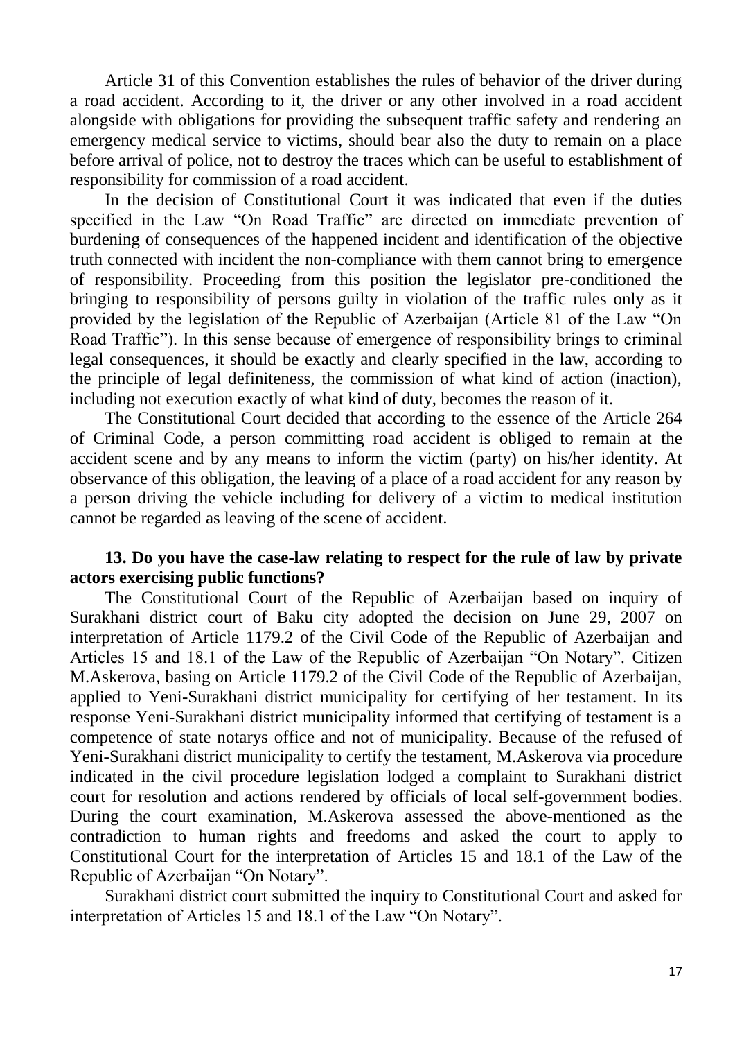Article 31 of this Convention establishes the rules of behavior of the driver during a road accident. According to it, the driver or any other involved in a road accident alongside with obligations for providing the subsequent traffic safety and rendering an emergency medical service to victims, should bear also the duty to remain on a place before arrival of police, not to destroy the traces which can be useful to establishment of responsibility for commission of a road accident.

In the decision of Constitutional Court it was indicated that even if the duties specified in the Law "On Road Traffic" are directed on immediate prevention of burdening of consequences of the happened incident and identification of the objective truth connected with incident the non-compliance with them cannot bring to emergence of responsibility. Proceeding from this position the legislator pre-conditioned the bringing to responsibility of persons guilty in violation of the traffic rules only as it provided by the legislation of the Republic of Azerbaijan (Article 81 of the Law "On Road Traffic"). In this sense because of emergence of responsibility brings to criminal legal consequences, it should be exactly and clearly specified in the law, according to the principle of legal definiteness, the commission of what kind of action (inaction), including not execution exactly of what kind of duty, becomes the reason of it.

The Constitutional Court decided that according to the essence of the Article 264 of Criminal Code, a person committing road accident is obliged to remain at the accident scene and by any means to inform the victim (party) on his/her identity. At observance of this obligation, the leaving of a place of a road accident for any reason by a person driving the vehicle including for delivery of a victim to medical institution cannot be regarded as leaving of the scene of accident.

### 13. Do you have the case-law relating to respect for the rule of law by private actors exercising public functions?

The Constitutional Court of the Republic of Azerbaijan based on inquiry of Surakhani district court of Baku city adopted the decision on June 29, 2007 on interpretation of Article 1179.2 of the Civil Code of the Republic of Azerbaijan and Articles 15 and 18.1 of the Law of the Republic of Azerbaijan "On Notary". Citizen M.Askerova, basing on Article 1179.2 of the Civil Code of the Republic of Azerbaijan, applied to Yeni-Surakhani district municipality for certifying of her testament. In its response Yeni-Surakhani district municipality informed that certifying of testament is a competence of state notarys office and not of municipality. Because of the refused of Yeni-Surakhani district municipality to certify the testament, M.Askerova via procedure indicated in the civil procedure legislation lodged a complaint to Surakhani district court for resolution and actions rendered by officials of local self-government bodies. During the court examination, M.Askerova assessed the above-mentioned as the contradiction to human rights and freedoms and asked the court to apply to Constitutional Court for the interpretation of Articles 15 and 18.1 of the Law of the Republic of Azerbaijan "On Notary".

Surakhani district court submitted the inquiry to Constitutional Court and asked for interpretation of Articles 15 and 18.1 of the Law "On Notary".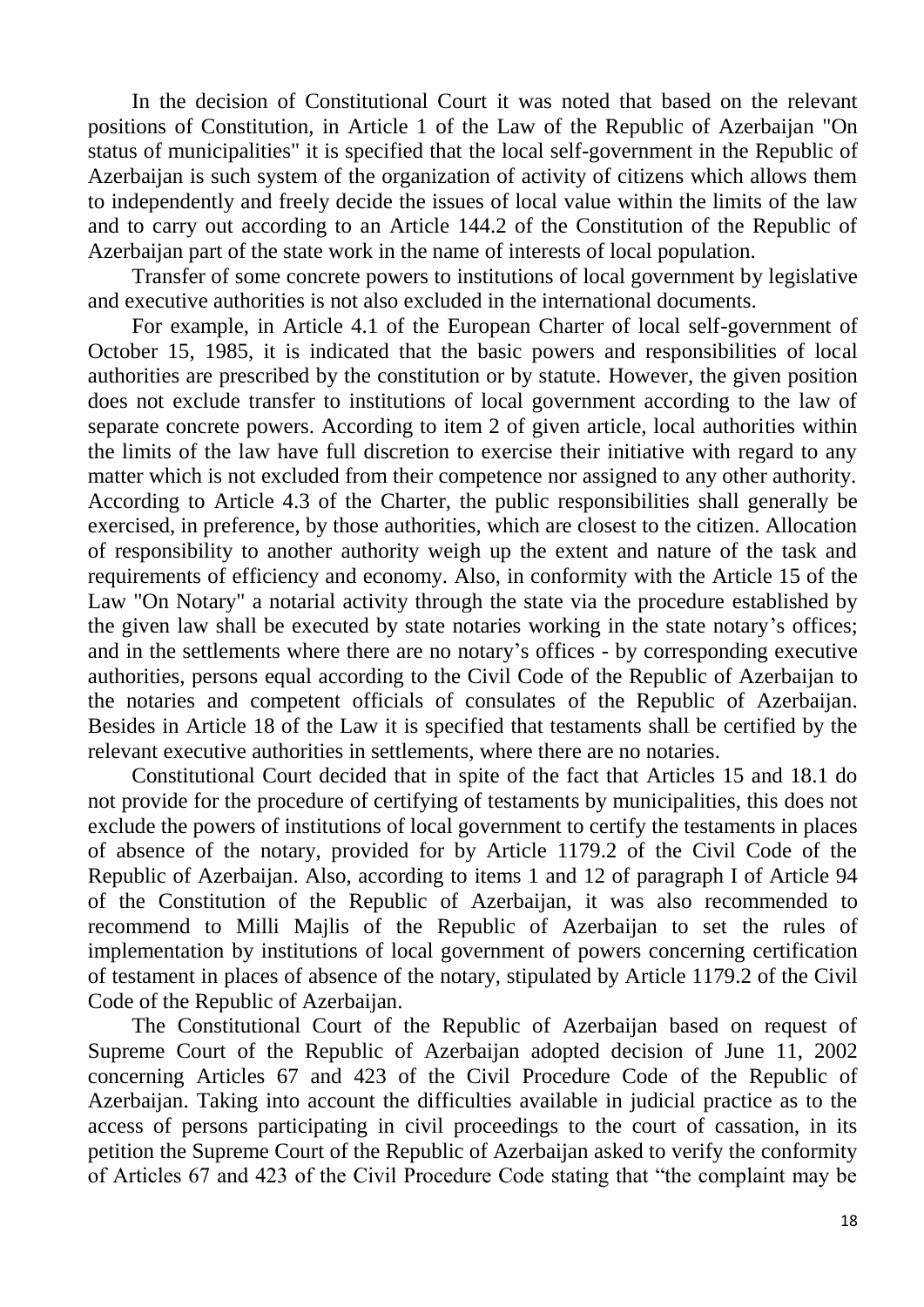In the decision of Constitutional Court it was noted that based on the relevant positions of Constitution, in Article 1 of the Law of the Republic of Azerbaijan "On status of municipalities" it is specified that the local self-government in the Republic of Azerbaijan is such system of the organization of activity of citizens which allows them to independently and freely decide the issues of local value within the limits of the law and to carry out according to an Article 144.2 of the Constitution of the Republic of Azerbaijan part of the state work in the name of interests of local population.

Transfer of some concrete powers to institutions of local government by legislative and executive authorities is not also excluded in the international documents.

For example, in Article 4.1 of the European Charter of local self-government of October 15, 1985, it is indicated that the basic powers and responsibilities of local authorities are prescribed by the constitution or by statute. However, the given position does not exclude transfer to institutions of local government according to the law of separate concrete powers. According to item 2 of given article, local authorities within the limits of the law have full discretion to exercise their initiative with regard to any matter which is not excluded from their competence nor assigned to any other authority. According to Article 4.3 of the Charter, the public responsibilities shall generally be exercised, in preference, by those authorities, which are closest to the citizen. Allocation of responsibility to another authority weigh up the extent and nature of the task and requirements of efficiency and economy. Also, in conformity with the Article 15 of the Law "On Notary" a notarial activity through the state via the procedure established by the given law shall be executed by state notaries working in the state notary's offices; and in the settlements where there are no notary's offices - by corresponding executive authorities, persons equal according to the Civil Code of the Republic of Azerbaijan to the notaries and competent officials of consulates of the Republic of Azerbaijan. Besides in Article 18 of the Law it is specified that testaments shall be certified by the relevant executive authorities in settlements, where there are no notaries.

Constitutional Court decided that in spite of the fact that Articles 15 and 18.1 do not provide for the procedure of certifying of testaments by municipalities, this does not exclude the powers of institutions of local government to certify the testaments in places of absence of the notary, provided for by Article 1179.2 of the Civil Code of the Republic of Azerbaijan. Also, according to items 1 and 12 of paragraph I of Article 94 of the Constitution of the Republic of Azerbaijan, it was also recommended to recommend to Milli Majlis of the Republic of Azerbaijan to set the rules of implementation by institutions of local government of powers concerning certification of testament in places of absence of the notary, stipulated by Article 1179.2 of the Civil Code of the Republic of Azerbaijan.

The Constitutional Court of the Republic of Azerbaijan based on request of Supreme Court of the Republic of Azerbaijan adopted decision of June 11, 2002 concerning Articles 67 and 423 of the Civil Procedure Code of the Republic of Azerbaijan. Taking into account the difficulties available in judicial practice as to the access of persons participating in civil proceedings to the court of cassation, in its petition the Supreme Court of the Republic of Azerbaijan asked to verify the conformity of Articles 67 and 423 of the Civil Procedure Code stating that "the complaint may be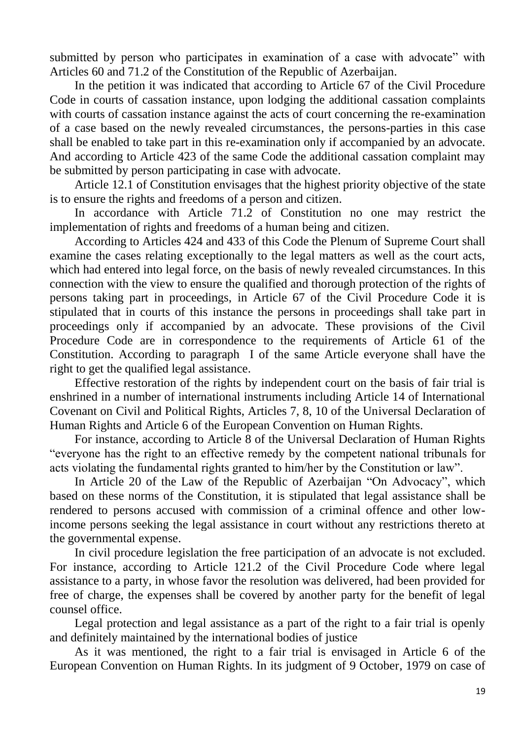submitted by person who participates in examination of a case with advocate" with Articles 60 and 71.2 of the Constitution of the Republic of Azerbaijan.

In the petition it was indicated that according to Article 67 of the Civil Procedure Code in courts of cassation instance, upon lodging the additional cassation complaints with courts of cassation instance against the acts of court concerning the re-examination of a case based on the newly revealed circumstances, the persons-parties in this case shall be enabled to take part in this re-examination only if accompanied by an advocate. And according to Article 423 of the same Code the additional cassation complaint may be submitted by person participating in case with advocate.

Article 12.1 of Constitution envisages that the highest priority objective of the state is to ensure the rights and freedoms of a person and citizen.

In accordance with Article 71.2 of Constitution no one may restrict the implementation of rights and freedoms of a human being and citizen.

According to Articles 424 and 433 of this Code the Plenum of Supreme Court shall examine the cases relating exceptionally to the legal matters as well as the court acts, which had entered into legal force, on the basis of newly revealed circumstances. In this connection with the view to ensure the qualified and thorough protection of the rights of persons taking part in proceedings, in Article 67 of the Civil Procedure Code it is stipulated that in courts of this instance the persons in proceedings shall take part in proceedings only if accompanied by an advocate. These provisions of the Civil Procedure Code are in correspondence to the requirements of Article 61 of the Constitution. According to paragraph I of the same Article everyone shall have the right to get the qualified legal assistance.

Effective restoration of the rights by independent court on the basis of fair trial is enshrined in a number of international instruments including Article 14 of International Covenant on Civil and Political Rights, Articles 7, 8, 10 of the Universal Declaration of Human Rights and Article 6 of the European Convention on Human Rights.

For instance, according to Article 8 of the Universal Declaration of Human Rights "everyone has the right to an effective remedy by the competent national tribunals for acts violating the fundamental rights granted to him/her by the Constitution or law".

In Article 20 of the Law of the Republic of Azerbaijan "On Advocacy", which based on these norms of the Constitution, it is stipulated that legal assistance shall be rendered to persons accused with commission of a criminal offence and other low-income persons seeking the legal assistance in court without any restrictions thereto at the governmental expense.

In civil procedure legislation the free participation of an advocate is not excluded. For instance, according to Article 121.2 of the Civil Procedure Code where legal assistance to a party, in whose favor the resolution was delivered, had been provided for free of charge, the expenses shall be covered by another party for the benefit of legal counsel office.

Legal protection and legal assistance as a part of the right to a fair trial is openly and definitely maintained by the international bodies of justice

As it was mentioned, the right to a fair trial is envisaged in Article 6 of the European Convention on Human Rights. In its judgment of 9 October, 1979 on case of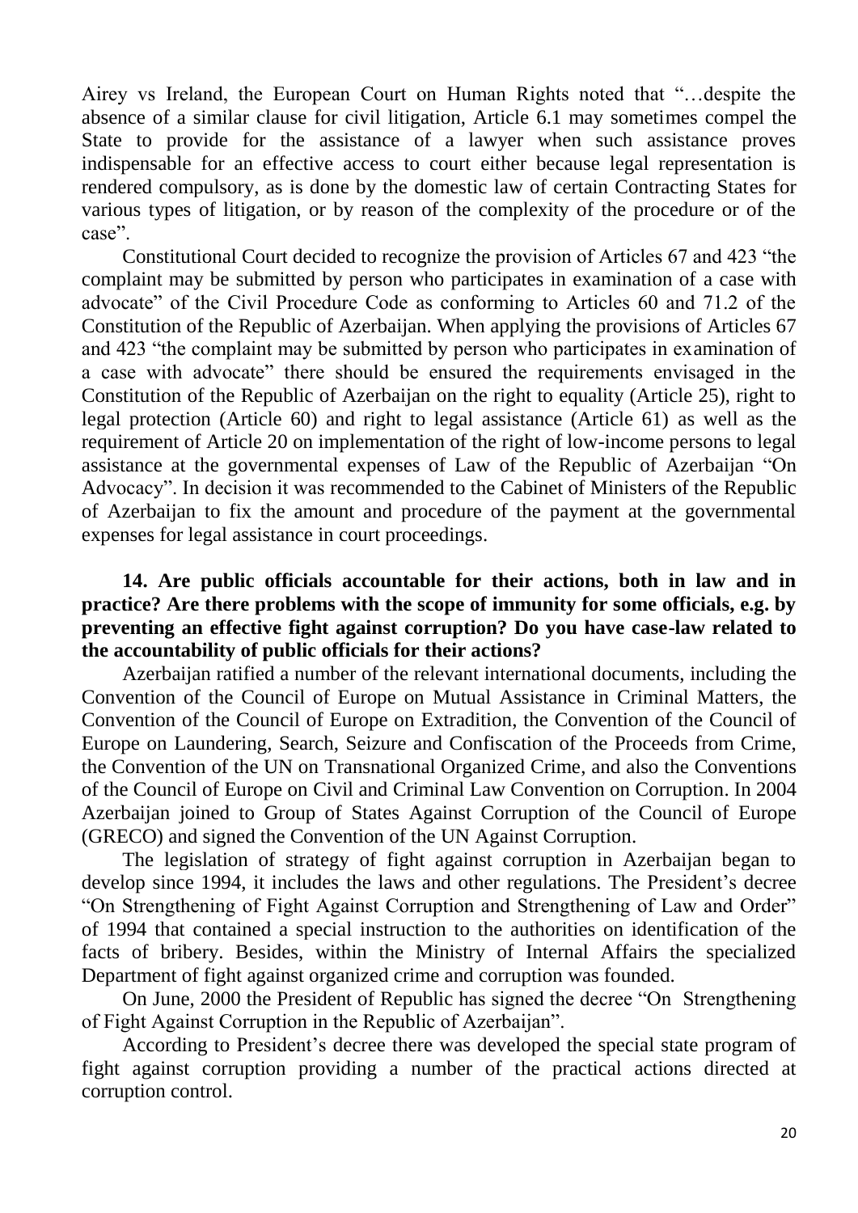Airey vs Ireland, the European Court on Human Rights noted that "…despite the absence of a similar clause for civil litigation, Article 6.1 may sometimes compel the State to provide for the assistance of a lawyer when such assistance proves indispensable for an effective access to court either because legal representation is rendered compulsory, as is done by the domestic law of certain Contracting States for various types of litigation, or by reason of the complexity of the procedure or of the case".

Constitutional Court decided to recognize the provision of Articles 67 and 423 "the complaint may be submitted by person who participates in examination of a case with advocate" of the Civil Procedure Code as conforming to Articles 60 and 71.2 of the Constitution of the Republic of Azerbaijan. When applying the provisions of Articles 67 and 423 "the complaint may be submitted by person who participates in examination of a case with advocate" there should be ensured the requirements envisaged in the Constitution of the Republic of Azerbaijan on the right to equality (Article 25), right to legal protection (Article 60) and right to legal assistance (Article 61) as well as the requirement of Article 20 on implementation of the right of low-income persons to legal assistance at the governmental expenses of Law of the Republic of Azerbaijan "On Advocacy". In decision it was recommended to the Cabinet of Ministers of the Republic of Azerbaijan to fix the amount and procedure of the payment at the governmental expenses for legal assistance in court proceedings.

**14. Are public officials accountable for their actions, both in law and in practice? Are there problems with the scope of immunity for some officials, e.g. by preventing an effective fight against corruption? Do you have case-law related to the accountability of public officials for their actions?**

Azerbaijan ratified a number of the relevant international documents, including the Convention of the Council of Europe on Mutual Assistance in Criminal Matters, the Convention of the Council of Europe on Extradition, the Convention of the Council of Europe on Laundering, Search, Seizure and Confiscation of the Proceeds from Crime, the Convention of the UN on Transnational Organized Crime, and also the Conventions of the Council of Europe on Civil and Criminal Law Convention on Corruption. In 2004 Azerbaijan joined to Group of States Against Corruption of the Council of Europe (GRECO) and signed the Convention of the UN Against Corruption.

The legislation of strategy of fight against corruption in Azerbaijan began to develop since 1994, it includes the laws and other regulations. The President's decree "On Strengthening of Fight Against Corruption and Strengthening of Law and Order" of 1994 that contained a special instruction to the authorities on identification of the facts of bribery. Besides, within the Ministry of Internal Affairs the specialized Department of fight against organized crime and corruption was founded.

On June, 2000 the President of Republic has signed the decree "On Strengthening of Fight Against Corruption in the Republic of Azerbaijan".

According to President's decree there was developed the special state program of fight against corruption providing a number of the practical actions directed at corruption control.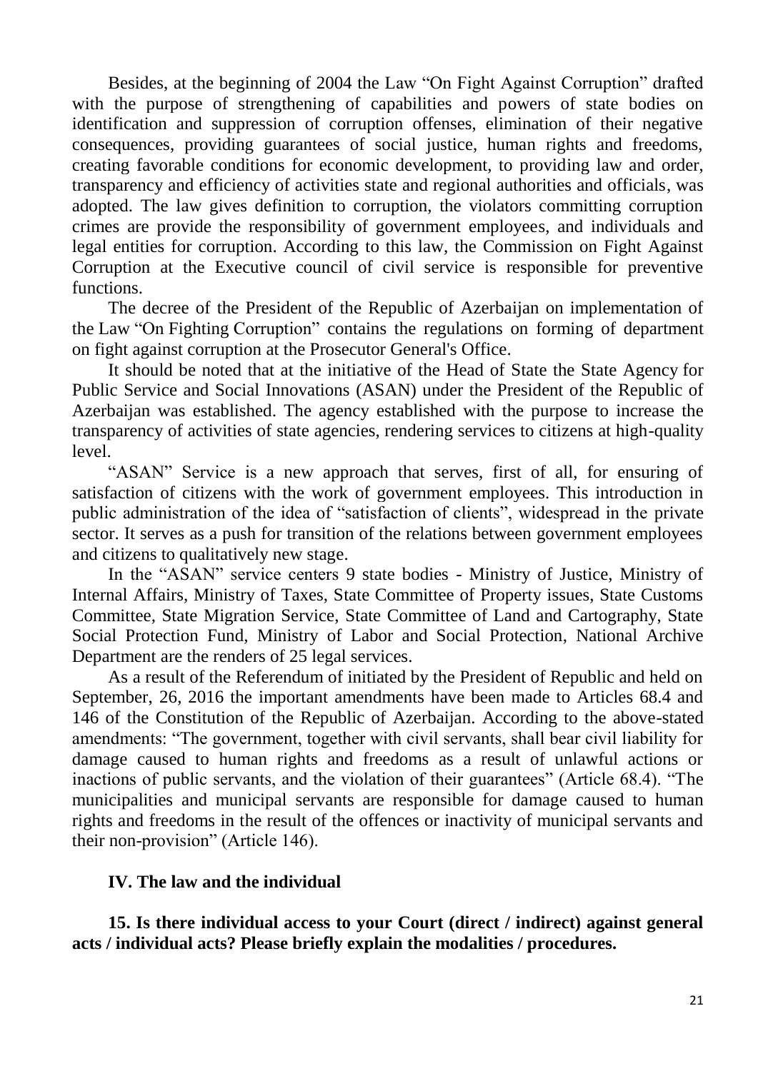Besides, at the beginning of 2004 the Law "On Fight Against Corruption" drafted with the purpose of strengthening of capabilities and powers of state bodies on identification and suppression of corruption offenses, elimination of their negative consequences, providing guarantees of social justice, human rights and freedoms, creating favorable conditions for economic development, to providing law and order, transparency and efficiency of activities state and regional authorities and officials, was adopted. The law gives definition to corruption, the violators committing corruption crimes are provide the responsibility of government employees, and individuals and legal entities for corruption. According to this law, the Commission on Fight Against Corruption at the Executive council of civil service is responsible for preventive functions.

The decree of the President of the Republic of Azerbaijan on implementation of the Law "On Fighting Corruption" contains the regulations on forming of department on fight against corruption at the Prosecutor General's Office.

It should be noted that at the initiative of the Head of State the State Agency for Public Service and Social Innovations (ASAN) under the President of the Republic of Azerbaijan was established. The agency established with the purpose to increase the transparency of activities of state agencies, rendering services to citizens at high-quality level.

"ASAN" Service is a new approach that serves, first of all, for ensuring of satisfaction of citizens with the work of government employees. This introduction in public administration of the idea of "satisfaction of clients", widespread in the private sector. It serves as a push for transition of the relations between government employees and citizens to qualitatively new stage.

In the "ASAN" service centers 9 state bodies - Ministry of Justice, Ministry of Internal Affairs, Ministry of Taxes, State Committee of Property issues, State Customs Committee, State Migration Service, State Committee of Land and Cartography, State Social Protection Fund, Ministry of Labor and Social Protection, National Archive Department are the renders of 25 legal services.

As a result of the Referendum of initiated by the President of Republic and held on September, 26, 2016 the important amendments have been made to Articles 68.4 and 146 of the Constitution of the Republic of Azerbaijan. According to the above-stated amendments: "The government, together with civil servants, shall bear civil liability for damage caused to human rights and freedoms as a result of unlawful actions or inactions of public servants, and the violation of their guarantees" (Article 68.4). "The municipalities and municipal servants are responsible for damage caused to human rights and freedoms in the result of the offences or inactivity of municipal servants and their non-provision" (Article 146).

## IV. The law and the individual

**15. Is there individual access to your Court (direct / indirect) against general acts / individual acts? Please briefly explain the modalities / procedures.**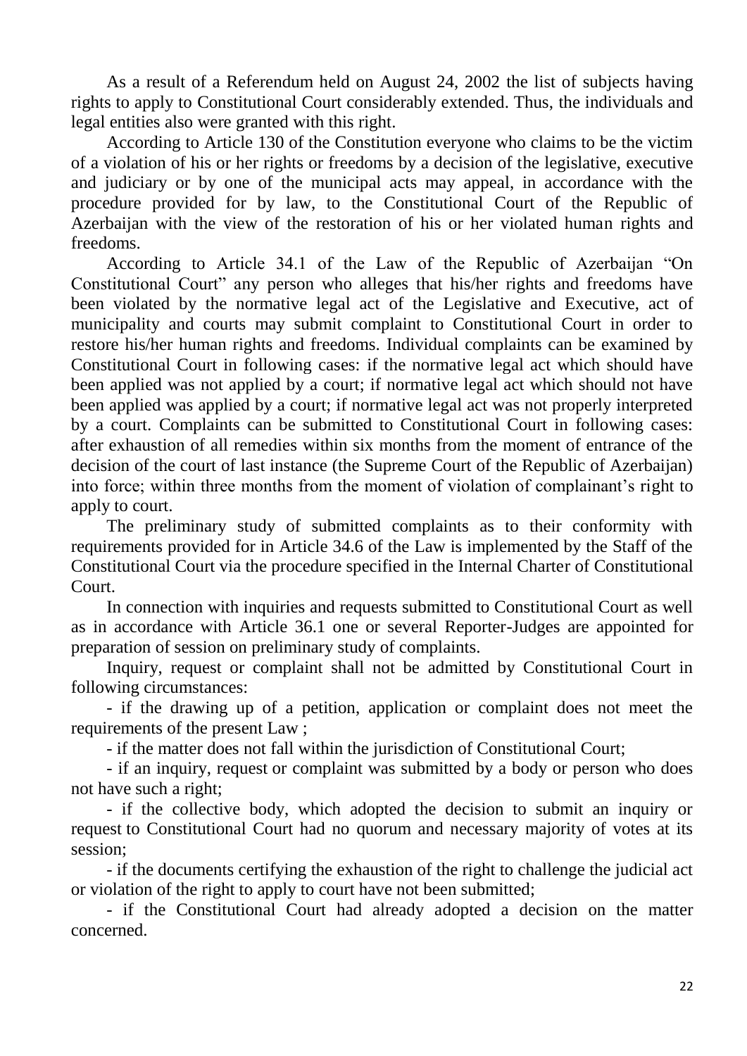As a result of a Referendum held on August 24, 2002 the list of subjects having rights to apply to Constitutional Court considerably extended. Thus, the individuals and legal entities also were granted with this right.

According to Article 130 of the Constitution everyone who claims to be the victim of a violation of his or her rights or freedoms by a decision of the legislative, executive and judiciary or by one of the municipal acts may appeal, in accordance with the procedure provided for by law, to the Constitutional Court of the Republic of Azerbaijan with the view of the restoration of his or her violated human rights and freedoms.

According to Article 34.1 of the Law of the Republic of Azerbaijan "On Constitutional Court" any person who alleges that his/her rights and freedoms have been violated by the normative legal act of the Legislative and Executive, act of municipality and courts may submit complaint to Constitutional Court in order to restore his/her human rights and freedoms. Individual complaints can be examined by Constitutional Court in following cases: if the normative legal act which should have been applied was not applied by a court; if normative legal act which should not have been applied was applied by a court; if normative legal act was not properly interpreted by a court. Complaints can be submitted to Constitutional Court in following cases: after exhaustion of all remedies within six months from the moment of entrance of the decision of the court of last instance (the Supreme Court of the Republic of Azerbaijan) into force; within three months from the moment of violation of complainant's right to apply to court.

The preliminary study of submitted complaints as to their conformity with requirements provided for in Article 34.6 of the Law is implemented by the Staff of the Constitutional Court via the procedure specified in the Internal Charter of Constitutional Court.

In connection with inquiries and requests submitted to Constitutional Court as well as in accordance with Article 36.1 one or several Reporter-Judges are appointed for preparation of session on preliminary study of complaints.

Inquiry, request or complaint shall not be admitted by Constitutional Court in following circumstances:

- if the drawing up of a petition, application or complaint does not meet the requirements of the present Law ;
- if the matter does not fall within the jurisdiction of Constitutional Court;
- if an inquiry, request or complaint was submitted by a body or person who does not have such a right;
- if the collective body, which adopted the decision to submit an inquiry or request to Constitutional Court had no quorum and necessary majority of votes at its session;
- if the documents certifying the exhaustion of the right to challenge the judicial act or violation of the right to apply to court have not been submitted;
- if the Constitutional Court had already adopted a decision on the matter concerned.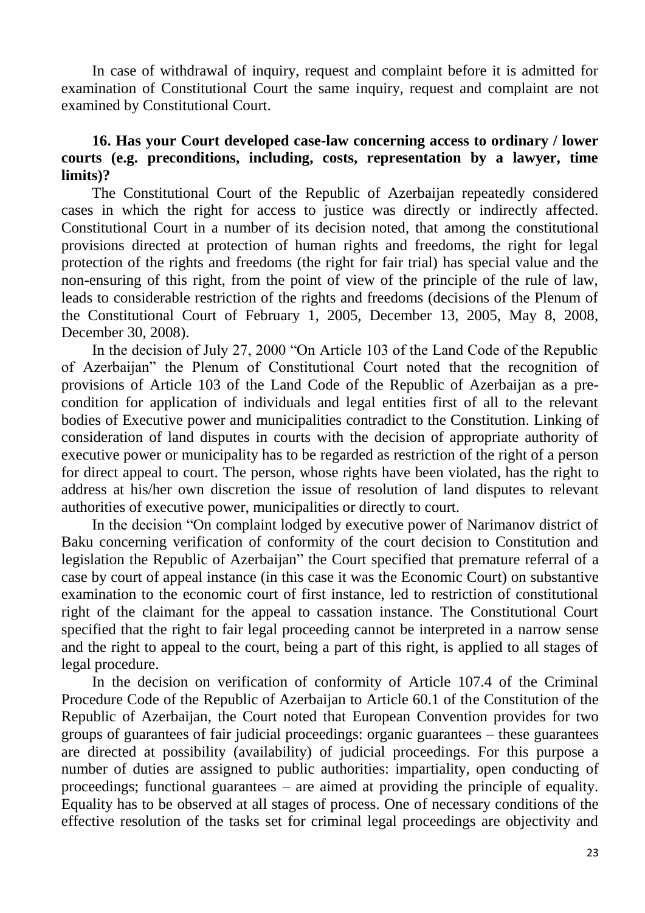In case of withdrawal of inquiry, request and complaint before it is admitted for examination of Constitutional Court the same inquiry, request and complaint are not examined by Constitutional Court.

**16. Has your Court developed case-law concerning access to ordinary / lower courts (e.g. preconditions, including, costs, representation by a lawyer, time limits)?**

The Constitutional Court of the Republic of Azerbaijan repeatedly considered cases in which the right for access to justice was directly or indirectly affected. Constitutional Court in a number of its decision noted, that among the constitutional provisions directed at protection of human rights and freedoms, the right for legal protection of the rights and freedoms (the right for fair trial) has special value and the non-ensuring of this right, from the point of view of the principle of the rule of law, leads to considerable restriction of the rights and freedoms (decisions of the Plenum of the Constitutional Court of February 1, 2005, December 13, 2005, May 8, 2008, December 30, 2008).

In the decision of July 27, 2000 "On Article 103 of the Land Code of the Republic of Azerbaijan" the Plenum of Constitutional Court noted that the recognition of provisions of Article 103 of the Land Code of the Republic of Azerbaijan as a pre-condition for application of individuals and legal entities first of all to the relevant bodies of Executive power and municipalities contradict to the Constitution. Linking of consideration of land disputes in courts with the decision of appropriate authority of executive power or municipality has to be regarded as restriction of the right of a person for direct appeal to court. The person, whose rights have been violated, has the right to address at his/her own discretion the issue of resolution of land disputes to relevant authorities of executive power, municipalities or directly to court.

In the decision "On complaint lodged by executive power of Narimanov district of Baku concerning verification of conformity of the court decision to Constitution and legislation the Republic of Azerbaijan" the Court specified that premature referral of a case by court of appeal instance (in this case it was the Economic Court) on substantive examination to the economic court of first instance, led to restriction of constitutional right of the claimant for the appeal to cassation instance. The Constitutional Court specified that the right to fair legal proceeding cannot be interpreted in a narrow sense and the right to appeal to the court, being a part of this right, is applied to all stages of legal procedure.

In the decision on verification of conformity of Article 107.4 of the Criminal Procedure Code of the Republic of Azerbaijan to Article 60.1 of the Constitution of the Republic of Azerbaijan, the Court noted that European Convention provides for two groups of guarantees of fair judicial proceedings: organic guarantees – these guarantees are directed at possibility (availability) of judicial proceedings. For this purpose a number of duties are assigned to public authorities: impartiality, open conducting of proceedings; functional guarantees – are aimed at providing the principle of equality. Equality has to be observed at all stages of process. One of necessary conditions of the effective resolution of the tasks set for criminal legal proceedings are objectivity and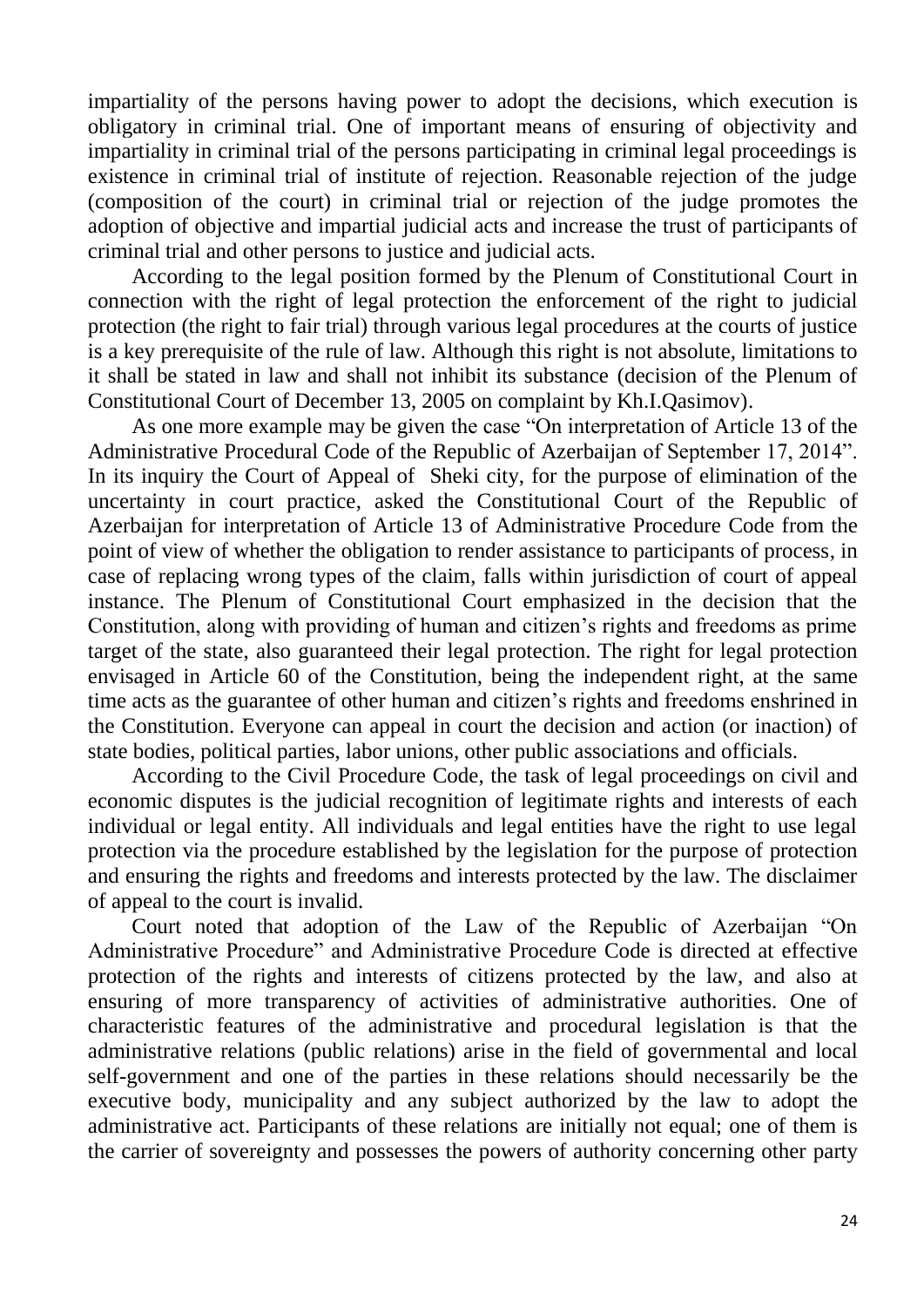impartiality of the persons having power to adopt the decisions, which execution is obligatory in criminal trial. One of important means of ensuring of objectivity and impartiality in criminal trial of the persons participating in criminal legal proceedings is existence in criminal trial of institute of rejection. Reasonable rejection of the judge (composition of the court) in criminal trial or rejection of the judge promotes the adoption of objective and impartial judicial acts and increase the trust of participants of criminal trial and other persons to justice and judicial acts.

According to the legal position formed by the Plenum of Constitutional Court in connection with the right of legal protection the enforcement of the right to judicial protection (the right to fair trial) through various legal procedures at the courts of justice is a key prerequisite of the rule of law. Although this right is not absolute, limitations to it shall be stated in law and shall not inhibit its substance (decision of the Plenum of Constitutional Court of December 13, 2005 on complaint by Kh.I.Qasimov).

As one more example may be given the case "On interpretation of Article 13 of the Administrative Procedural Code of the Republic of Azerbaijan of September 17, 2014". In its inquiry the Court of Appeal of Sheki city, for the purpose of elimination of the uncertainty in court practice, asked the Constitutional Court of the Republic of Azerbaijan for interpretation of Article 13 of Administrative Procedure Code from the point of view of whether the obligation to render assistance to participants of process, in case of replacing wrong types of the claim, falls within jurisdiction of court of appeal instance. The Plenum of Constitutional Court emphasized in the decision that the Constitution, along with providing of human and citizen's rights and freedoms as prime target of the state, also guaranteed their legal protection. The right for legal protection envisaged in Article 60 of the Constitution, being the independent right, at the same time acts as the guarantee of other human and citizen's rights and freedoms enshrined in the Constitution. Everyone can appeal in court the decision and action (or inaction) of state bodies, political parties, labor unions, other public associations and officials.

According to the Civil Procedure Code, the task of legal proceedings on civil and economic disputes is the judicial recognition of legitimate rights and interests of each individual or legal entity. All individuals and legal entities have the right to use legal protection via the procedure established by the legislation for the purpose of protection and ensuring the rights and freedoms and interests protected by the law. The disclaimer of appeal to the court is invalid.

Court noted that adoption of the Law of the Republic of Azerbaijan "On Administrative Procedure" and Administrative Procedure Code is directed at effective protection of the rights and interests of citizens protected by the law, and also at ensuring of more transparency of activities of administrative authorities. One of characteristic features of the administrative and procedural legislation is that the administrative relations (public relations) arise in the field of governmental and local self-government and one of the parties in these relations should necessarily be the executive body, municipality and any subject authorized by the law to adopt the administrative act. Participants of these relations are initially not equal; one of them is the carrier of sovereignty and possesses the powers of authority concerning other party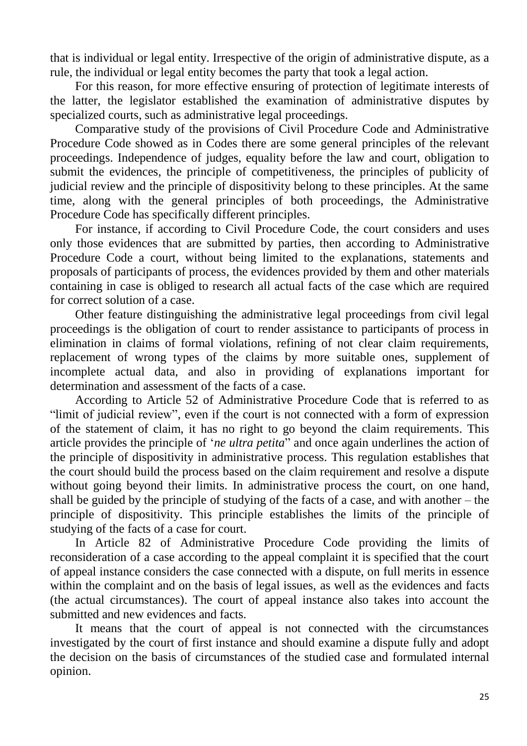that is individual or legal entity. Irrespective of the origin of administrative dispute, as a rule, the individual or legal entity becomes the party that took a legal action.

For this reason, for more effective ensuring of protection of legitimate interests of the latter, the legislator established the examination of administrative disputes by specialized courts, such as administrative legal proceedings.

Comparative study of the provisions of Civil Procedure Code and Administrative Procedure Code showed as in Codes there are some general principles of the relevant proceedings. Independence of judges, equality before the law and court, obligation to submit the evidences, the principle of competitiveness, the principles of publicity of judicial review and the principle of dispositivity belong to these principles. At the same time, along with the general principles of both proceedings, the Administrative Procedure Code has specifically different principles.

For instance, if according to Civil Procedure Code, the court considers and uses only those evidences that are submitted by parties, then according to Administrative Procedure Code a court, without being limited to the explanations, statements and proposals of participants of process, the evidences provided by them and other materials containing in case is obliged to research all actual facts of the case which are required for correct solution of a case.

Other feature distinguishing the administrative legal proceedings from civil legal proceedings is the obligation of court to render assistance to participants of process in elimination in claims of formal violations, refining of not clear claim requirements, replacement of wrong types of the claims by more suitable ones, supplement of incomplete actual data, and also in providing of explanations important for determination and assessment of the facts of a case.

According to Article 52 of Administrative Procedure Code that is referred to as "limit of judicial review", even if the court is not connected with a form of expression of the statement of claim, it has no right to go beyond the claim requirements. This article provides the principle of '*ne ultra petita*" and once again underlines the action of the principle of dispositivity in administrative process. This regulation establishes that the court should build the process based on the claim requirement and resolve a dispute without going beyond their limits. In administrative process the court, on one hand, shall be guided by the principle of studying of the facts of a case, and with another – the principle of dispositivity. This principle establishes the limits of the principle of studying of the facts of a case for court.

In Article 82 of Administrative Procedure Code providing the limits of reconsideration of a case according to the appeal complaint it is specified that the court of appeal instance considers the case connected with a dispute, on full merits in essence within the complaint and on the basis of legal issues, as well as the evidences and facts (the actual circumstances). The court of appeal instance also takes into account the submitted and new evidences and facts.

It means that the court of appeal is not connected with the circumstances investigated by the court of first instance and should examine a dispute fully and adopt the decision on the basis of circumstances of the studied case and formulated internal opinion.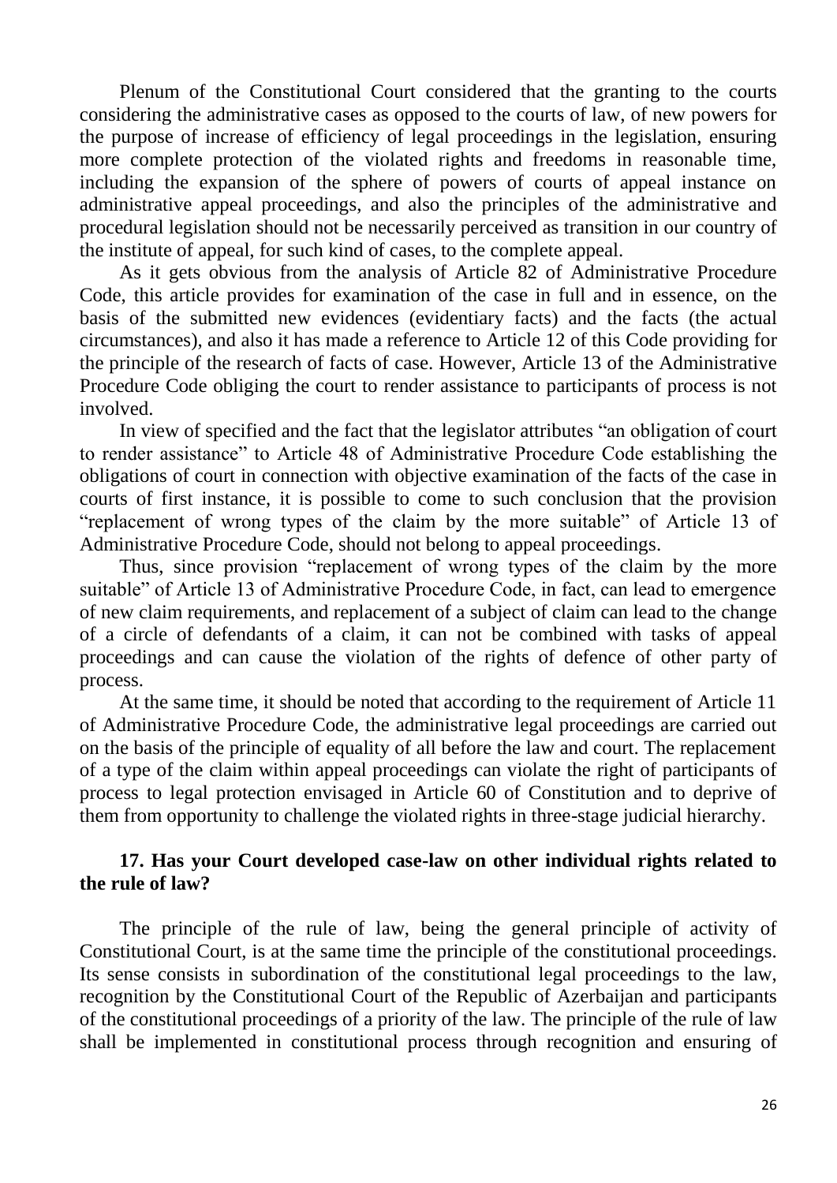Plenum of the Constitutional Court considered that the granting to the courts considering the administrative cases as opposed to the courts of law, of new powers for the purpose of increase of efficiency of legal proceedings in the legislation, ensuring more complete protection of the violated rights and freedoms in reasonable time, including the expansion of the sphere of powers of courts of appeal instance on administrative appeal proceedings, and also the principles of the administrative and procedural legislation should not be necessarily perceived as transition in our country of the institute of appeal, for such kind of cases, to the complete appeal.

As it gets obvious from the analysis of Article 82 of Administrative Procedure Code, this article provides for examination of the case in full and in essence, on the basis of the submitted new evidences (evidentiary facts) and the facts (the actual circumstances), and also it has made a reference to Article 12 of this Code providing for the principle of the research of facts of case. However, Article 13 of the Administrative Procedure Code obliging the court to render assistance to participants of process is not involved.

In view of specified and the fact that the legislator attributes "an obligation of court to render assistance" to Article 48 of Administrative Procedure Code establishing the obligations of court in connection with objective examination of the facts of the case in courts of first instance, it is possible to come to such conclusion that the provision "replacement of wrong types of the claim by the more suitable" of Article 13 of Administrative Procedure Code, should not belong to appeal proceedings.

Thus, since provision "replacement of wrong types of the claim by the more suitable" of Article 13 of Administrative Procedure Code, in fact, can lead to emergence of new claim requirements, and replacement of a subject of claim can lead to the change of a circle of defendants of a claim, it can not be combined with tasks of appeal proceedings and can cause the violation of the rights of defence of other party of process.

At the same time, it should be noted that according to the requirement of Article 11 of Administrative Procedure Code, the administrative legal proceedings are carried out on the basis of the principle of equality of all before the law and court. The replacement of a type of the claim within appeal proceedings can violate the right of participants of process to legal protection envisaged in Article 60 of Constitution and to deprive of them from opportunity to challenge the violated rights in three-stage judicial hierarchy.

**17. Has your Court developed case-law on other individual rights related to the rule of law?**

The principle of the rule of law, being the general principle of activity of Constitutional Court, is at the same time the principle of the constitutional proceedings. Its sense consists in subordination of the constitutional legal proceedings to the law, recognition by the Constitutional Court of the Republic of Azerbaijan and participants of the constitutional proceedings of a priority of the law. The principle of the rule of law shall be implemented in constitutional process through recognition and ensuring of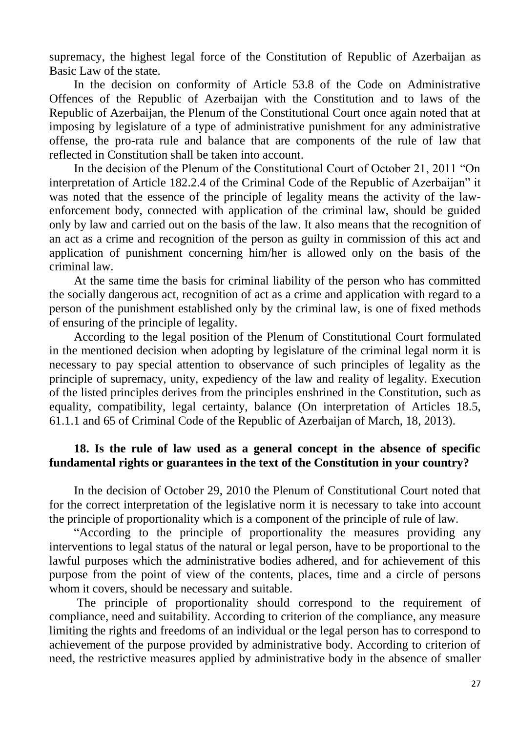supremacy, the highest legal force of the Constitution of Republic of Azerbaijan as Basic Law of the state.

In the decision on conformity of Article 53.8 of the Code on Administrative Offences of the Republic of Azerbaijan with the Constitution and to laws of the Republic of Azerbaijan, the Plenum of the Constitutional Court once again noted that at imposing by legislature of a type of administrative punishment for any administrative offense, the pro-rata rule and balance that are components of the rule of law that reflected in Constitution shall be taken into account.

In the decision of the Plenum of the Constitutional Court of October 21, 2011 "On interpretation of Article 182.2.4 of the Criminal Code of the Republic of Azerbaijan" it was noted that the essence of the principle of legality means the activity of the law-enforcement body, connected with application of the criminal law, should be guided only by law and carried out on the basis of the law. It also means that the recognition of an act as a crime and recognition of the person as guilty in commission of this act and application of punishment concerning him/her is allowed only on the basis of the criminal law.

At the same time the basis for criminal liability of the person who has committed the socially dangerous act, recognition of act as a crime and application with regard to a person of the punishment established only by the criminal law, is one of fixed methods of ensuring of the principle of legality.

According to the legal position of the Plenum of Constitutional Court formulated in the mentioned decision when adopting by legislature of the criminal legal norm it is necessary to pay special attention to observance of such principles of legality as the principle of supremacy, unity, expediency of the law and reality of legality. Execution of the listed principles derives from the principles enshrined in the Constitution, such as equality, compatibility, legal certainty, balance (On interpretation of Articles 18.5, 61.1.1 and 65 of Criminal Code of the Republic of Azerbaijan of March, 18, 2013).

**18. Is the rule of law used as a general concept in the absence of specific fundamental rights or guarantees in the text of the Constitution in your country?**

In the decision of October 29, 2010 the Plenum of Constitutional Court noted that for the correct interpretation of the legislative norm it is necessary to take into account the principle of proportionality which is a component of the principle of rule of law.

"According to the principle of proportionality the measures providing any interventions to legal status of the natural or legal person, have to be proportional to the lawful purposes which the administrative bodies adhered, and for achievement of this purpose from the point of view of the contents, places, time and a circle of persons whom it covers, should be necessary and suitable.

The principle of proportionality should correspond to the requirement of compliance, need and suitability. According to criterion of the compliance, any measure limiting the rights and freedoms of an individual or the legal person has to correspond to achievement of the purpose provided by administrative body. According to criterion of need, the restrictive measures applied by administrative body in the absence of smaller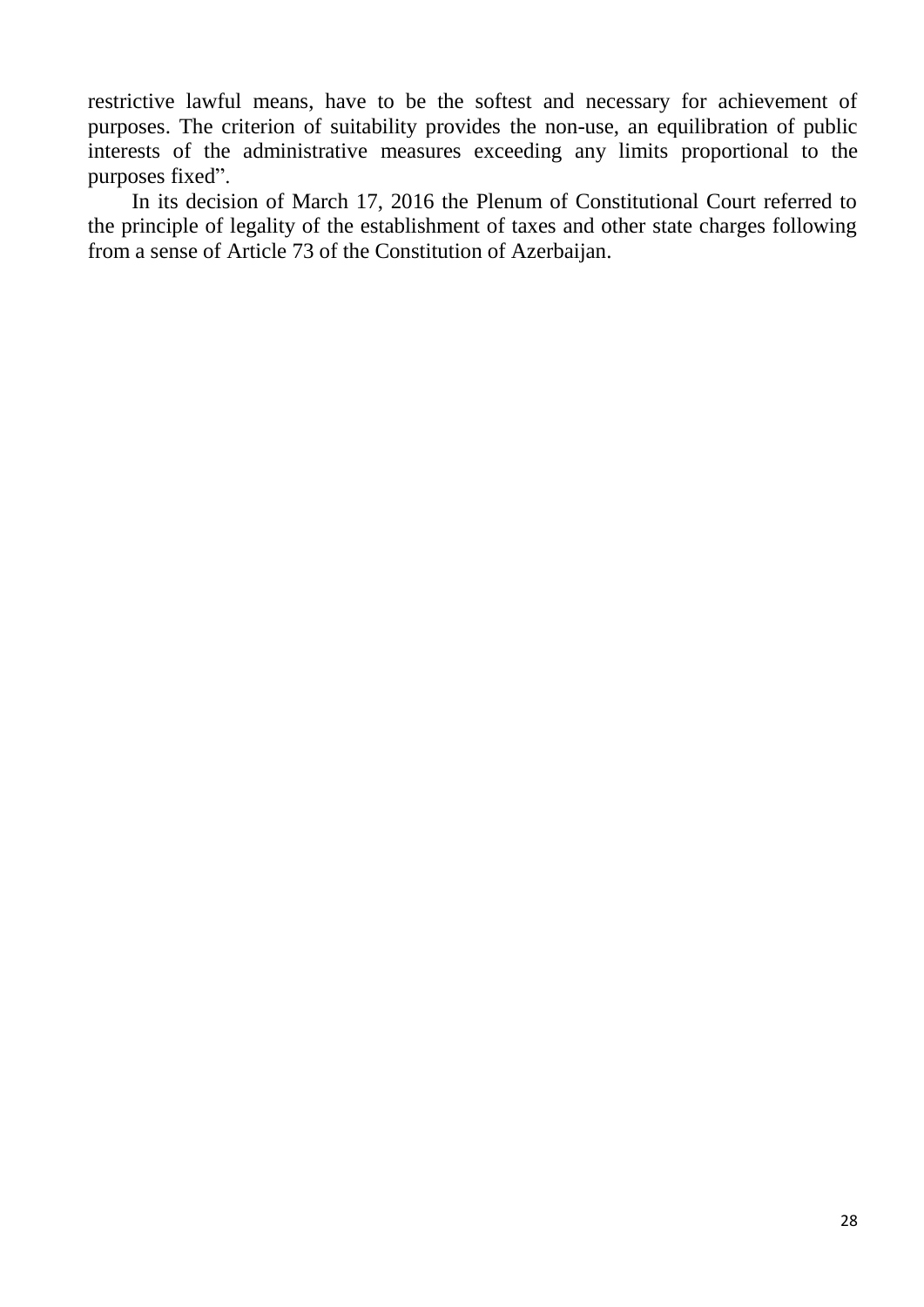restrictive lawful means, have to be the softest and necessary for achievement of purposes. The criterion of suitability provides the non-use, an equilibration of public interests of the administrative measures exceeding any limits proportional to the purposes fixed".

In its decision of March 17, 2016 the Plenum of Constitutional Court referred to the principle of legality of the establishment of taxes and other state charges following from a sense of Article 73 of the Constitution of Azerbaijan.